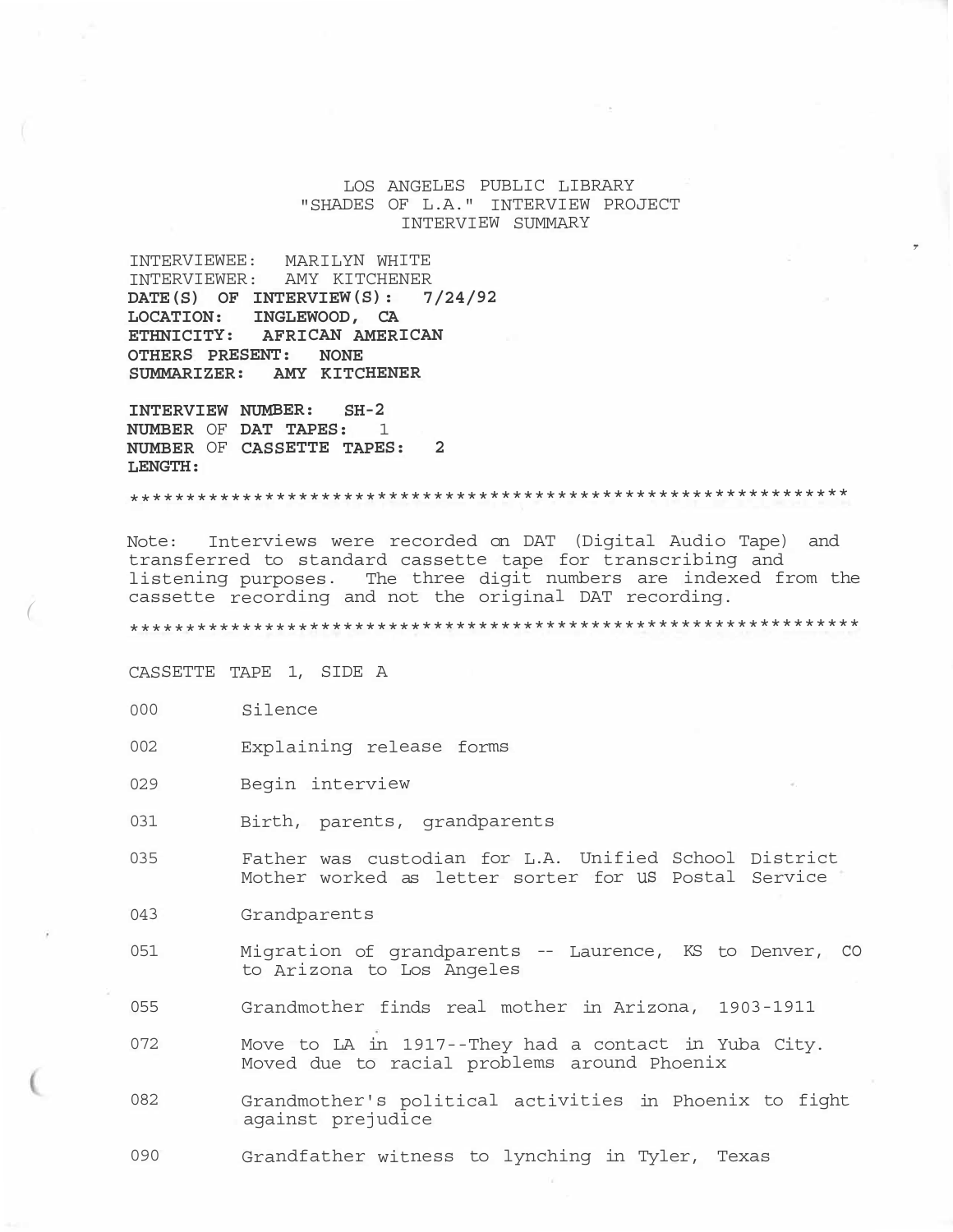# LOS ANGELES PUBLIC LIBRARY
## "SHADES OF L.A." INTERVIEW PROJECT
### INTERVIEW SUMMARY

INTERVIEWEE: MARILYN WHITE
INTERVIEWER: AMY KITCHENER
**DATE(S) OF INTERVIEW(S): 7/24/92**
**LOCATION: INGLEWOOD, CA**
**ETHNICITY: AFRICAN AMERICAN**
**OTHERS PRESENT: NONE**
**SUMMARIZER: AMY KITCHENER**

**INTERVIEW NUMBER: SH-2**
**NUMBER OF DAT TAPES: 1**
**NUMBER OF CASSETTE TAPES: 2**
**LENGTH:**

*****************************************************************

Note: Interviews were recorded on DAT (Digital Audio Tape) and transferred to standard cassette tape for transcribing and listening purposes. The three digit numbers are indexed from the cassette recording and not the original DAT recording.

*****************************************************************

CASSETTE TAPE 1, SIDE A

| | |
|---|---|
| 000 | Silence |
| 002 | Explaining release forms |
| 029 | Begin interview |
| 031 | Birth, parents, grandparents |
| 035 | Father was custodian for L.A. Unified School District<br>Mother worked as letter sorter for US Postal Service |
| 043 | Grandparents |
| 051 | Migration of grandparents -- Laurence, KS to Denver, CO to Arizona to Los Angeles |
| 055 | Grandmother finds real mother in Arizona, 1903-1911 |
| 072 | Move to LA in 1917--They had a contact in Yuba City. Moved due to racial problems around Phoenix |
| 082 | Grandmother's political activities in Phoenix to fight against prejudice |
| 090 | Grandfather witness to lynching in Tyler, Texas |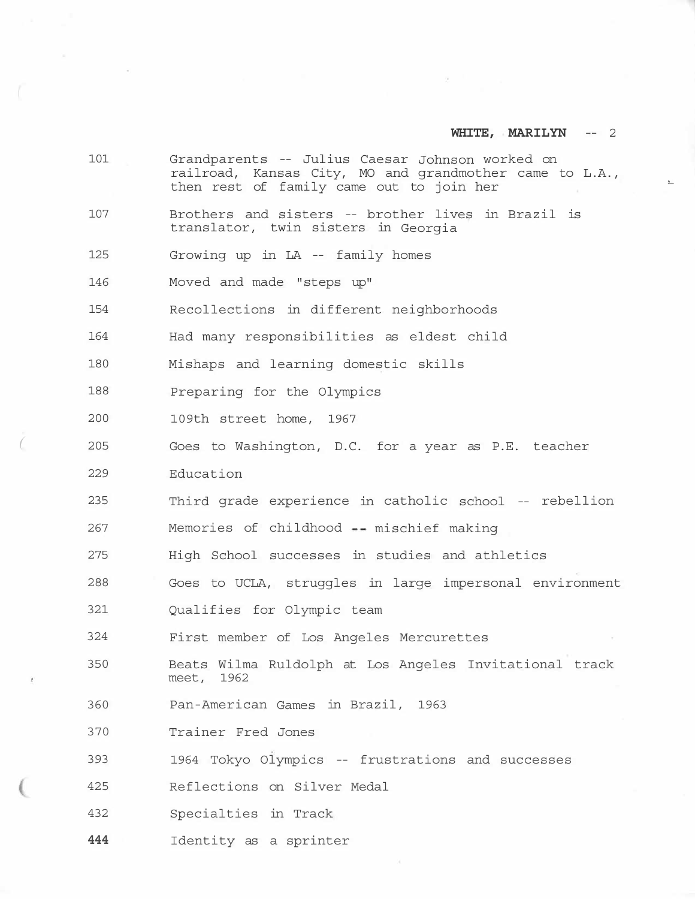| | |
|---|---|
| 101 | Grandparents -- Julius Caesar Johnson worked on railroad, Kansas City, MO and grandmother came to L.A., then rest of family came out to join her |
| 107 | Brothers and sisters -- brother lives in Brazil is translator, twin sisters in Georgia |
| 125 | Growing up in LA -- family homes |
| 146 | Moved and made "steps up" |
| 154 | Recollections in different neighborhoods |
| 164 | Had many responsibilities as eldest child |
| 180 | Mishaps and learning domestic skills |
| 188 | Preparing for the Olympics |
| 200 | 109th street home, 1967 |
| 205 | Goes to Washington, D.C. for a year as P.E. teacher |
| 229 | Education |
| 235 | Third grade experience in catholic school -- rebellion |
| 267 | Memories of childhood -- mischief making |
| 275 | High School successes in studies and athletics |
| 288 | Goes to UCLA, struggles in large impersonal environment |
| 321 | Qualifies for Olympic team |
| 324 | First member of Los Angeles Mercurettes |
| 350 | Beats Wilma Ruldolph at Los Angeles Invitational track meet, 1962 |
| 360 | Pan-American Games in Brazil, 1963 |
| 370 | Trainer Fred Jones |
| 393 | 1964 Tokyo Olympics -- frustrations and successes |
| 425 | Reflections on Silver Medal |
| 432 | Specialties in Track |
| 444 | Identity as a sprinter |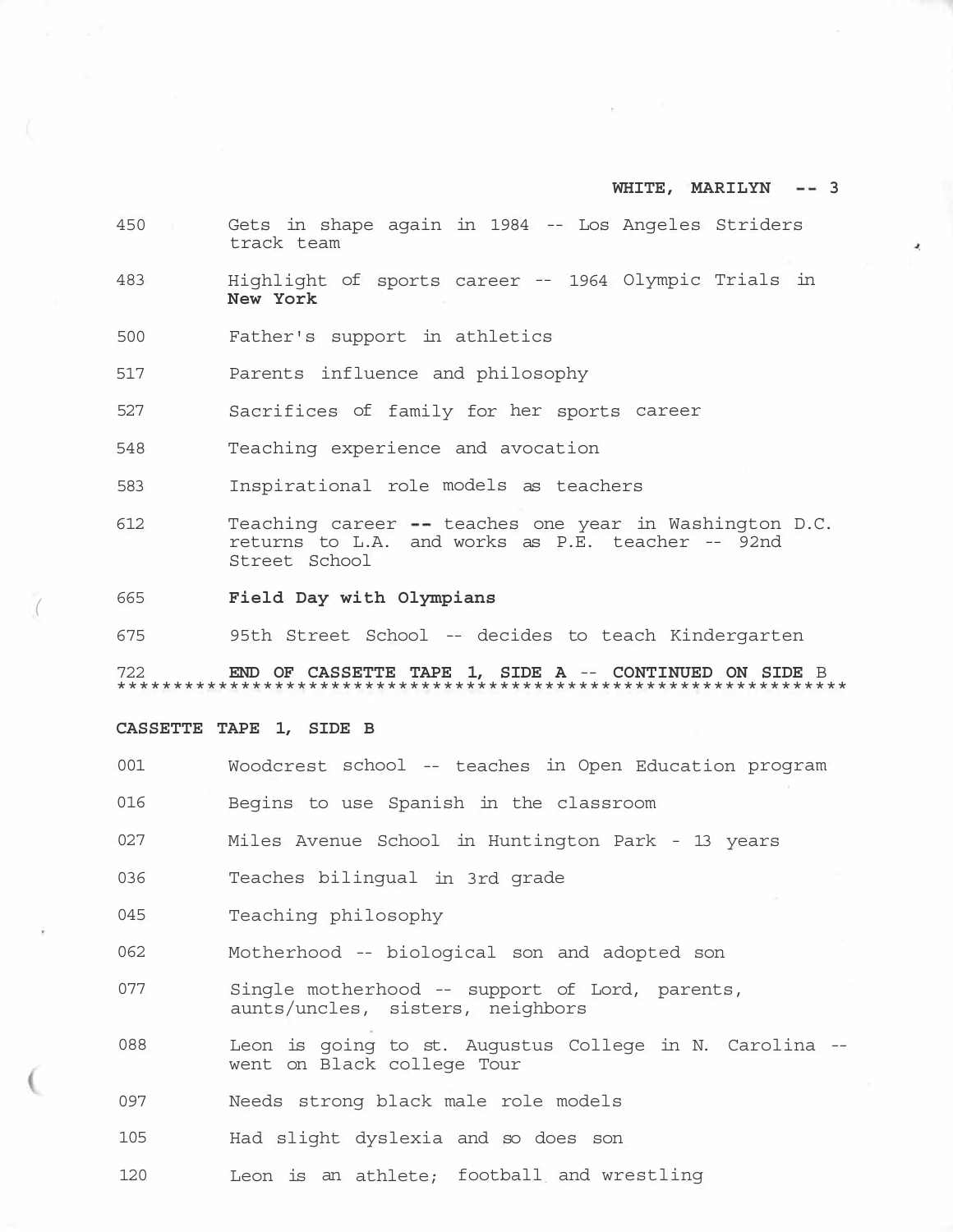| | |
|---|---|
| 450 | Gets in shape again in 1984 -- Los Angeles Striders track team |
| 483 | Highlight of sports career -- 1964 Olympic Trials in **New York** |
| 500 | Father's support in athletics |
| 517 | Parents influence and philosophy |
| 527 | Sacrifices of family for her sports career |
| 548 | Teaching experience and avocation |
| 583 | Inspirational role models as teachers |
| 612 | Teaching career -- teaches one year in Washington D.C. returns to L.A. and works as P.E. teacher -- 92nd Street School |
| 665 | **Field Day with Olympians** |
| 675 | 95th Street School -- decides to teach Kindergarten |
| 722 | **END OF CASSETTE TAPE 1, SIDE A -- CONTINUED ON SIDE** B |

*******************************************************************

**CASSETTE TAPE 1, SIDE B**

| | |
|---|---|
| 001 | Woodcrest school -- teaches in Open Education program |
| 016 | Begins to use Spanish in the classroom |
| 027 | Miles Avenue School in Huntington Park - 13 years |
| 036 | Teaches bilingual in 3rd grade |
| 045 | Teaching philosophy |
| 062 | Motherhood -- biological son and adopted son |
| 077 | Single motherhood -- support of Lord, parents, aunts/uncles, sisters, neighbors |
| 088 | Leon is going to st. Augustus College in N. Carolina -- went on Black college Tour |
| 097 | Needs strong black male role models |
| 105 | Had slight dyslexia and so does son |
| 120 | Leon is an athlete; football and wrestling |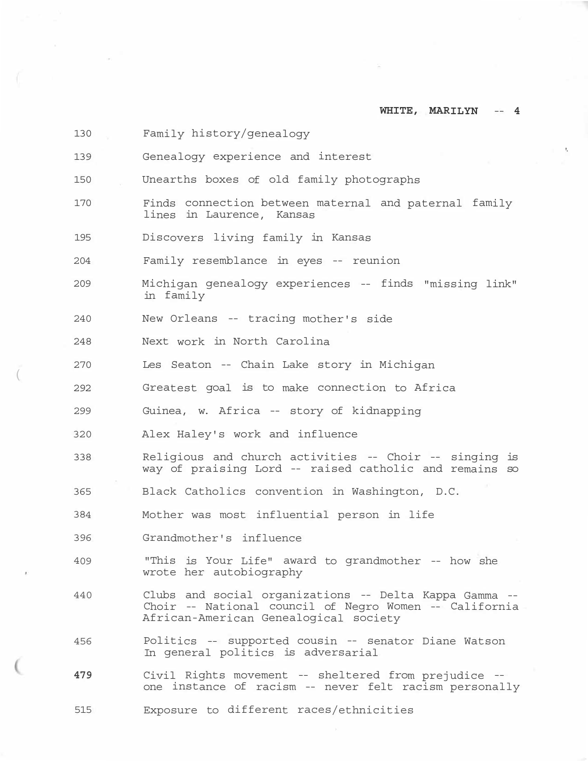| | |
|---|---|
| 130 | Family history/genealogy |
| 139 | Genealogy experience and interest |
| 150 | Unearths boxes of old family photographs |
| 170 | Finds connection between maternal and paternal family lines in Laurence, Kansas |
| 195 | Discovers living family in Kansas |
| 204 | Family resemblance in eyes -- reunion |
| 209 | Michigan genealogy experiences -- finds "missing link" in family |
| 240 | New Orleans -- tracing mother's side |
| 248 | Next work in North Carolina |
| 270 | Les Seaton -- Chain Lake story in Michigan |
| 292 | Greatest goal is to make connection to Africa |
| 299 | Guinea, w. Africa -- story of kidnapping |
| 320 | Alex Haley's work and influence |
| 338 | Religious and church activities -- Choir -- singing is way of praising Lord -- raised catholic and remains so |
| 365 | Black Catholics convention in Washington, D.C. |
| 384 | Mother was most influential person in life |
| 396 | Grandmother's influence |
| 409 | "This is Your Life" award to grandmother -- how she wrote her autobiography |
| 440 | Clubs and social organizations -- Delta Kappa Gamma -- Choir -- National council of Negro Women -- California African-American Genealogical society |
| 456 | Politics -- supported cousin -- senator Diane Watson In general politics is adversarial |
| 479 | Civil Rights movement -- sheltered from prejudice -- one instance of racism -- never felt racism personally |
| 515 | Exposure to different races/ethnicities |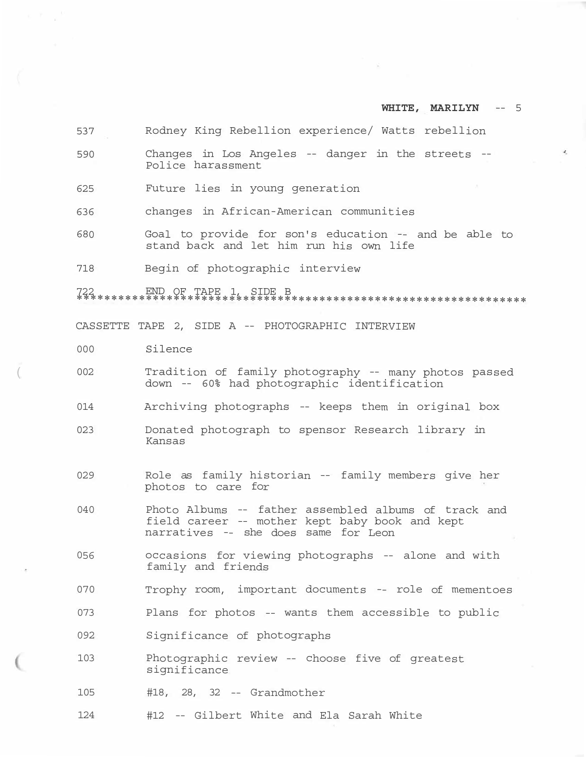| | |
|---|---|
| 537 | Rodney King Rebellion experience/ Watts rebellion |
| 590 | Changes in Los Angeles -- danger in the streets -- Police harassment |
| 625 | Future lies in young generation |
| 636 | changes in African-American communities |
| 680 | Goal to provide for son's education -- and be able to stand back and let him run his own life |
| 718 | Begin of photographic interview |
| 722 | END OF TAPE 1, SIDE B |

*******************************************************************

CASSETTE TAPE 2, SIDE A -- PHOTOGRAPHIC INTERVIEW

| | |
|---|---|
| 000 | Silence |
| 002 | Tradition of family photography -- many photos passed down -- 60% had photographic identification |
| 014 | Archiving photographs -- keeps them in original box |
| 023 | Donated photograph to spensor Research library in Kansas |
| 029 | Role as family historian -- family members give her photos to care for |
| 040 | Photo Albums -- father assembled albums of track and field career -- mother kept baby book and kept narratives -- she does same for Leon |
| 056 | occasions for viewing photographs -- alone and with family and friends |
| 070 | Trophy room, important documents -- role of mementoes |
| 073 | Plans for photos -- wants them accessible to public |
| 092 | Significance of photographs |
| 103 | Photographic review -- choose five of greatest significance |
| 105 | #18, 28, 32 -- Grandmother |
| 124 | #12 -- Gilbert White and Ela Sarah White |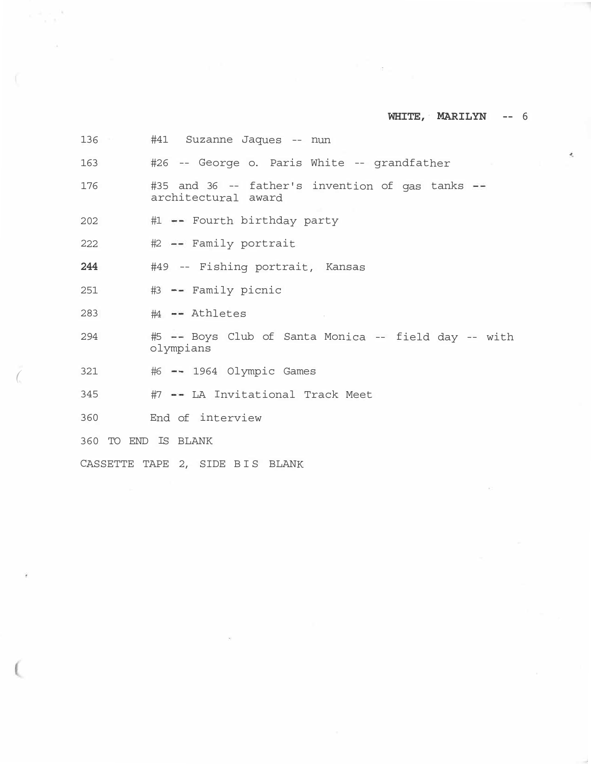| | |
|---|---|
| 136 | #41 Suzanne Jaques -- nun |
| 163 | #26 -- George o. Paris White -- grandfather |
| 176 | #35 and 36 -- father's invention of gas tanks -- architectural award |
| 202 | #1 -- Fourth birthday party |
| 222 | #2 -- Family portrait |
| **244** | #49 -- Fishing portrait, Kansas |
| 251 | #3 -- Family picnic |
| 283 | #4 -- Athletes |
| 294 | #5 -- Boys Club of Santa Monica -- field day -- with olympians |
| 321 | #6 -- 1964 Olympic Games |
| 345 | #7 -- LA Invitational Track Meet |
| 360 | End of interview |

360 TO END IS BLANK

CASSETTE TAPE 2, SIDE B IS BLANK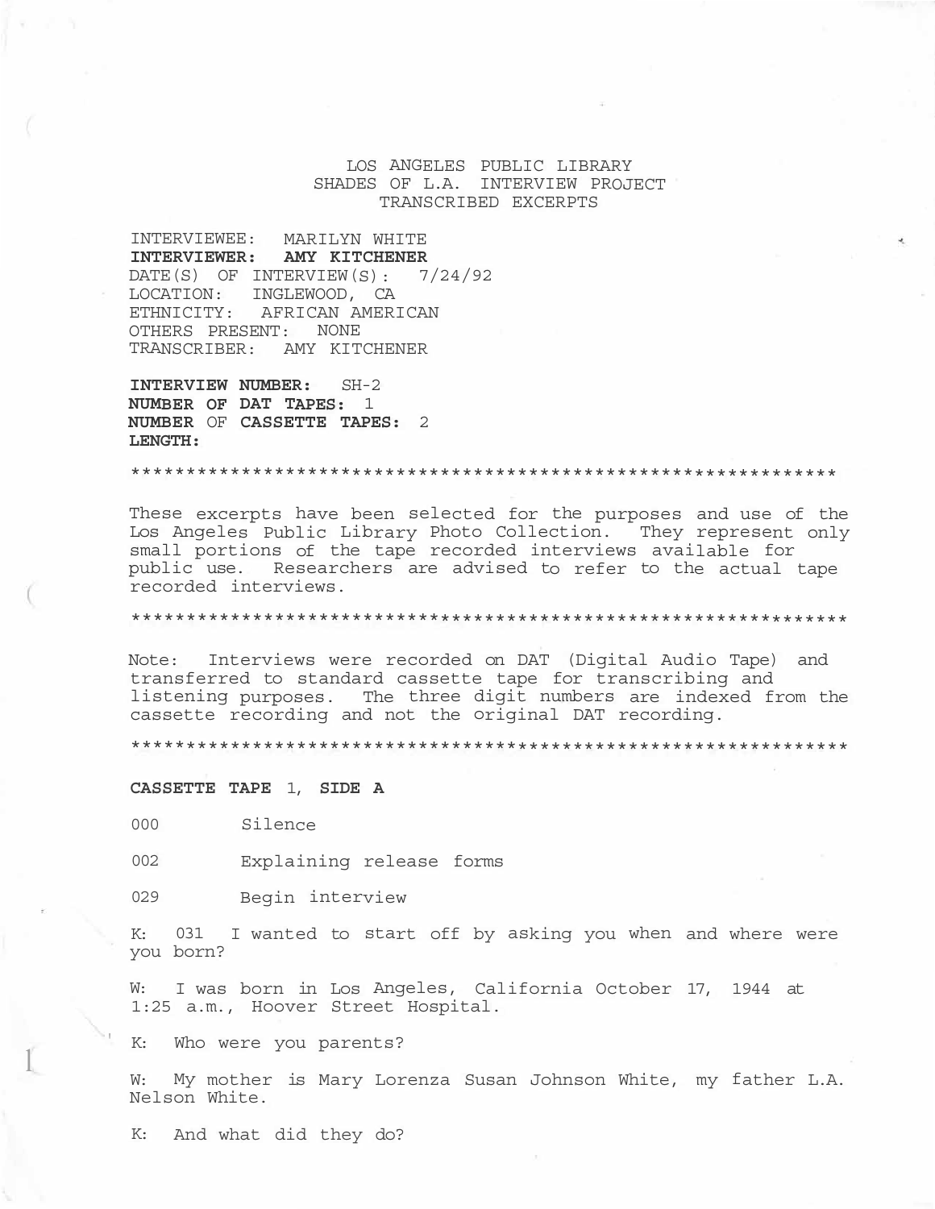LOS ANGELES PUBLIC LIBRARY
SHADES OF L.A. INTERVIEW PROJECT
TRANSCRIBED EXCERPTS

INTERVIEWEE: MARILYN WHITE
**INTERVIEWER: AMY KITCHENER**
DATE(S) OF INTERVIEW(S): 7/24/92
LOCATION: INGLEWOOD, CA
ETHNICITY: AFRICAN AMERICAN
OTHERS PRESENT: NONE
TRANSCRIBER: AMY KITCHENER

**INTERVIEW NUMBER:** SH-2
**NUMBER OF DAT TAPES:** 1
**NUMBER** OF **CASSETTE TAPES:** 2
**LENGTH:**

*************************************************************

These excerpts have been selected for the purposes and use of the Los Angeles Public Library Photo Collection. They represent only small portions of the tape recorded interviews available for public use. Researchers are advised to refer to the actual tape recorded interviews.

*************************************************************

Note: Interviews were recorded on DAT (Digital Audio Tape) and transferred to standard cassette tape for transcribing and listening purposes. The three digit numbers are indexed from the cassette recording and not the original DAT recording.

*************************************************************

**CASSETTE TAPE** 1, **SIDE A**

000 Silence

002 Explaining release forms

029 Begin interview

K: 031 I wanted to start off by asking you when and where were you born?

W: I was born in Los Angeles, California October 17, 1944 at 1:25 a.m., Hoover Street Hospital.

K: Who were you parents?

W: My mother is Mary Lorenza Susan Johnson White, my father L.A. Nelson White.

K: And what did they do?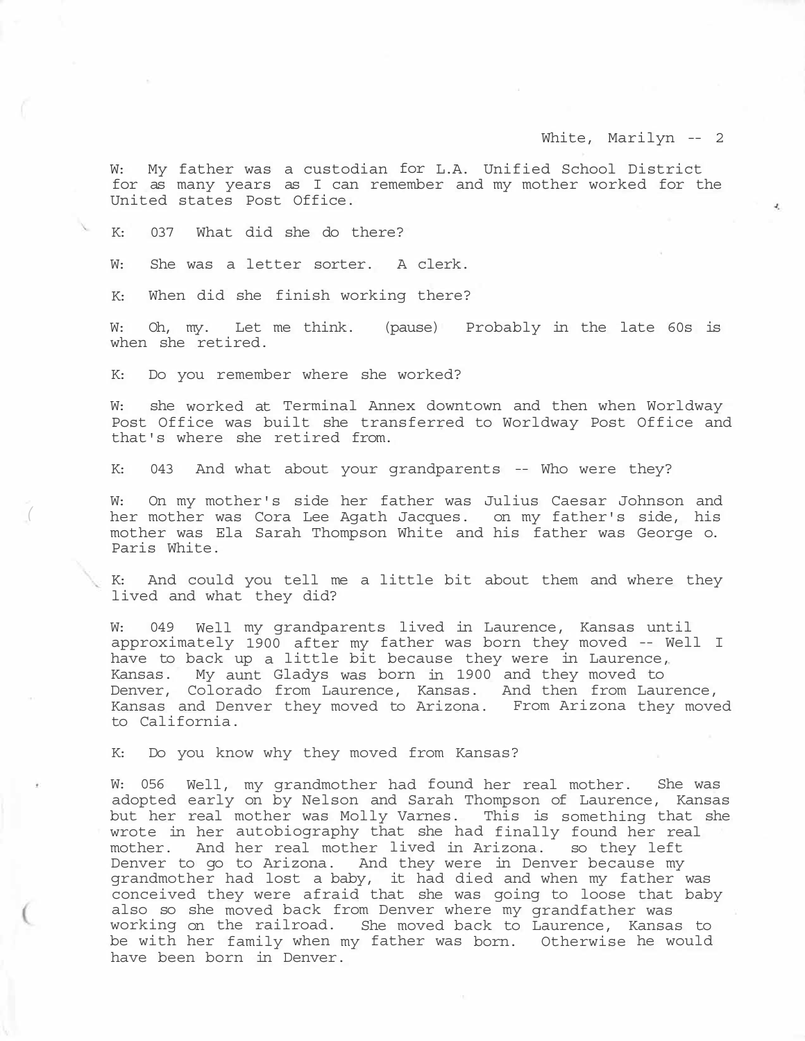W: My father was a custodian for L.A. Unified School District for as many years as I can remember and my mother worked for the United states Post Office.

K: 037 What did she do there?

W: She was a letter sorter. A clerk.

K: When did she finish working there?

W: Oh, my. Let me think. (pause) Probably in the late 60s is when she retired.

K: Do you remember where she worked?

W: she worked at Terminal Annex downtown and then when Worldway Post Office was built she transferred to Worldway Post Office and that's where she retired from.

K: 043 And what about your grandparents -- Who were they?

W: On my mother's side her father was Julius Caesar Johnson and her mother was Cora Lee Agath Jacques. on my father's side, his mother was Ela Sarah Thompson White and his father was George o. Paris White.

K: And could you tell me a little bit about them and where they lived and what they did?

W: 049 Well my grandparents lived in Laurence, Kansas until approximately 1900 after my father was born they moved -- Well I have to back up a little bit because they were in Laurence, Kansas. My aunt Gladys was born in 1900 and they moved to Denver, Colorado from Laurence, Kansas. And then from Laurence, Kansas and Denver they moved to Arizona. From Arizona they moved to California.

K: Do you know why they moved from Kansas?

W: 056 Well, my grandmother had found her real mother. She was adopted early on by Nelson and Sarah Thompson of Laurence, Kansas but her real mother was Molly Varnes. This is something that she wrote in her autobiography that she had finally found her real mother. And her real mother lived in Arizona. so they left Denver to go to Arizona. And they were in Denver because my grandmother had lost a baby, it had died and when my father was conceived they were afraid that she was going to loose that baby also so she moved back from Denver where my grandfather was working on the railroad. She moved back to Laurence, Kansas to be with her family when my father was born. Otherwise he would have been born in Denver.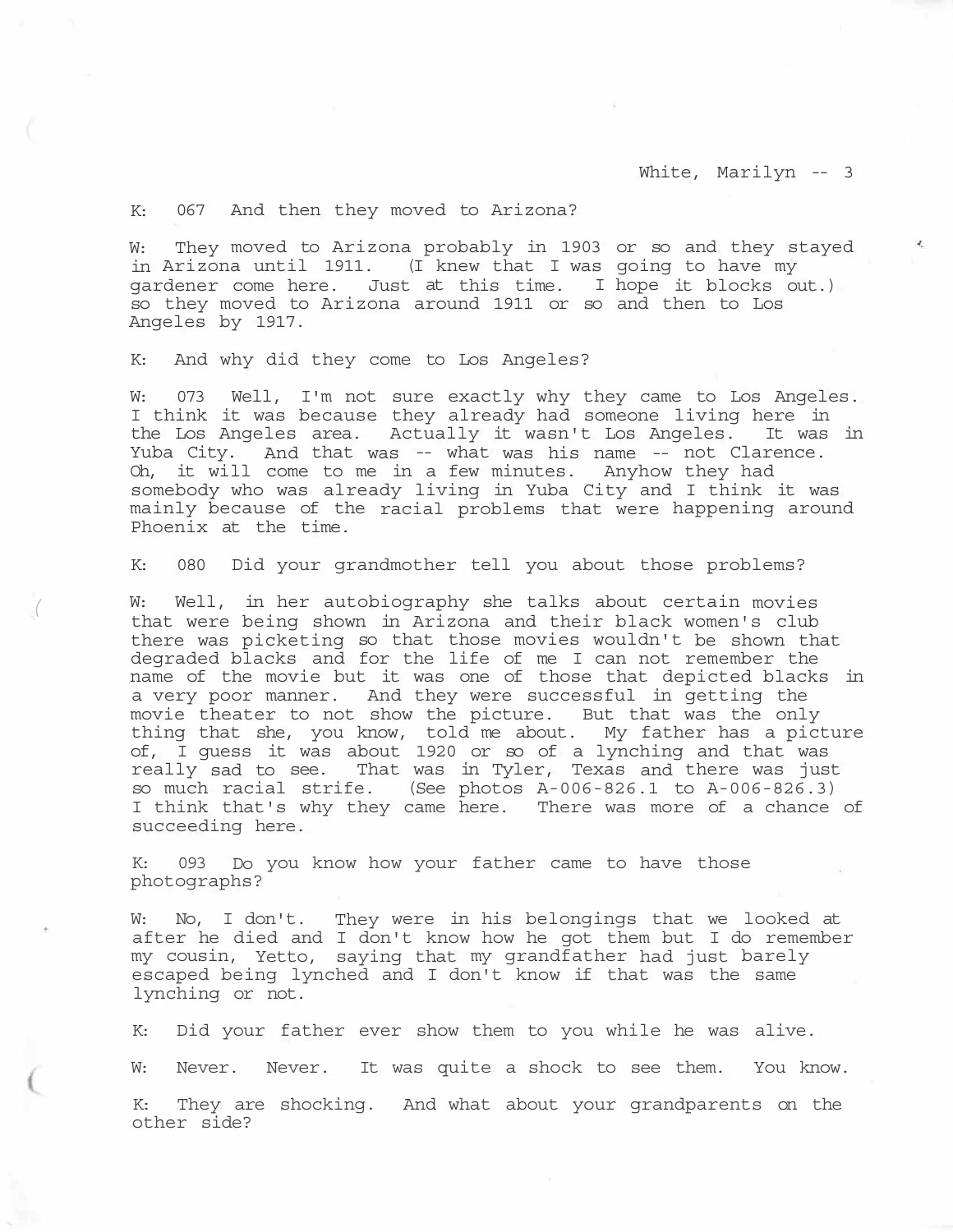K: 067 And then they moved to Arizona?

W: They moved to Arizona probably in 1903 or so and they stayed in Arizona until 1911. (I knew that I was going to have my gardener come here. Just at this time. I hope it blocks out.) so they moved to Arizona around 1911 or so and then to Los Angeles by 1917.

K: And why did they come to Los Angeles?

W: 073 Well, I'm not sure exactly why they came to Los Angeles. I think it was because they already had someone living here in the Los Angeles area. Actually it wasn't Los Angeles. It was in Yuba City. And that was -- what was his name -- not Clarence. Oh, it will come to me in a few minutes. Anyhow they had somebody who was already living in Yuba City and I think it was mainly because of the racial problems that were happening around Phoenix at the time.

K: 080 Did your grandmother tell you about those problems?

W: Well, in her autobiography she talks about certain movies that were being shown in Arizona and their black women's club there was picketing so that those movies wouldn't be shown that degraded blacks and for the life of me I can not remember the name of the movie but it was one of those that depicted blacks in a very poor manner. And they were successful in getting the movie theater to not show the picture. But that was the only thing that she, you know, told me about. My father has a picture of, I guess it was about 1920 or so of a lynching and that was really sad to see. That was in Tyler, Texas and there was just so much racial strife. (See photos A-006-826.1 to A-006-826.3) I think that's why they came here. There was more of a chance of succeeding here.

K: 093 Do you know how your father came to have those photographs?

W: No, I don't. They were in his belongings that we looked at after he died and I don't know how he got them but I do remember my cousin, Yetto, saying that my grandfather had just barely escaped being lynched and I don't know if that was the same lynching or not.

K: Did your father ever show them to you while he was alive.

W: Never. Never. It was quite a shock to see them. You know.

K: They are shocking. And what about your grandparents on the other side?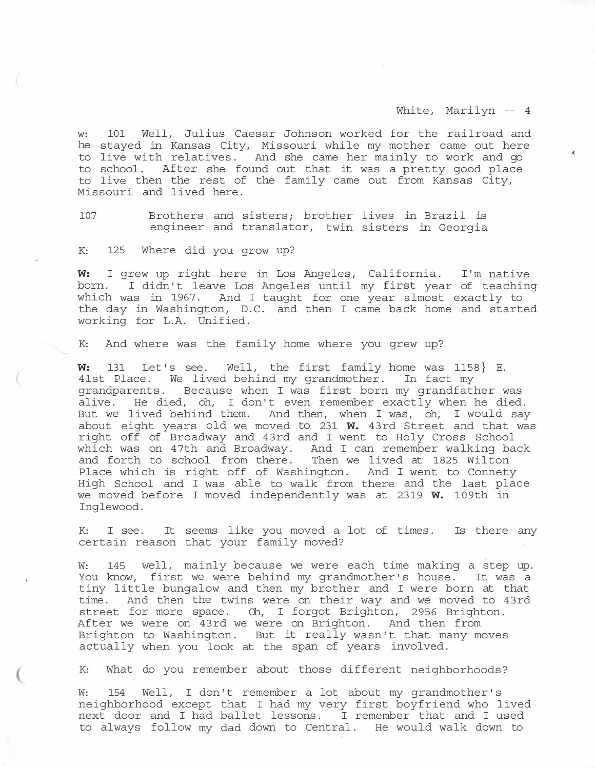w: 101 Well, Julius Caesar Johnson worked for the railroad and he stayed in Kansas City, Missouri while my mother came out here to live with relatives. And she came her mainly to work and go to school. After she found out that it was a pretty good place to live then the rest of the family came out from Kansas City, Missouri and lived here.

107 Brothers and sisters; brother lives in Brazil is engineer and translator, twin sisters in Georgia

K: 125 Where did you grow up?

**W:** I grew up right here in Los Angeles, California. I'm native born. I didn't leave Los Angeles until my first year of teaching which was in 1967. And I taught for one year almost exactly to the day in Washington, D.C. and then I came back home and started working for L.A. Unified.

K: And where was the family home where you grew up?

**W:** 131 Let's see. Well, the first family home was 1158} E. 41st Place. We lived behind my grandmother. In fact my grandparents. Because when I was first born my grandfather was alive. He died, oh, I don't even remember exactly when he died. But we lived behind them. And then, when I was, oh, I would say about eight years old we moved to 231 **W.** 43rd Street and that was right off of Broadway and 43rd and I went to Holy Cross School which was on 47th and Broadway. And I can remember walking back and forth to school from there. Then we lived at 1825 Wilton Place which is right off of Washington. And I went to Connety High School and I was able to walk from there and the last place we moved before I moved independently was at 2319 **W.** 109th in Inglewood.

K: I see. It seems like you moved a lot of times. Is there any certain reason that your family moved?

W: 145 well, mainly because we were each time making a step up. You know, first we were behind my grandmother's house. It was a tiny little bungalow and then my brother and I were born at that time. And then the twins were on their way and we moved to 43rd street for more space. Oh, I forgot Brighton, 2956 Brighton. After we were on 43rd we were on Brighton. And then from Brighton to Washington. But it really wasn't that many moves actually when you look at the span of years involved.

K: What do you remember about those different neighborhoods?

W: 154 Well, I don't remember a lot about my grandmother's neighborhood except that I had my very first boyfriend who lived next door and I had ballet lessons. I remember that and I used to always follow my dad down to Central. He would walk down to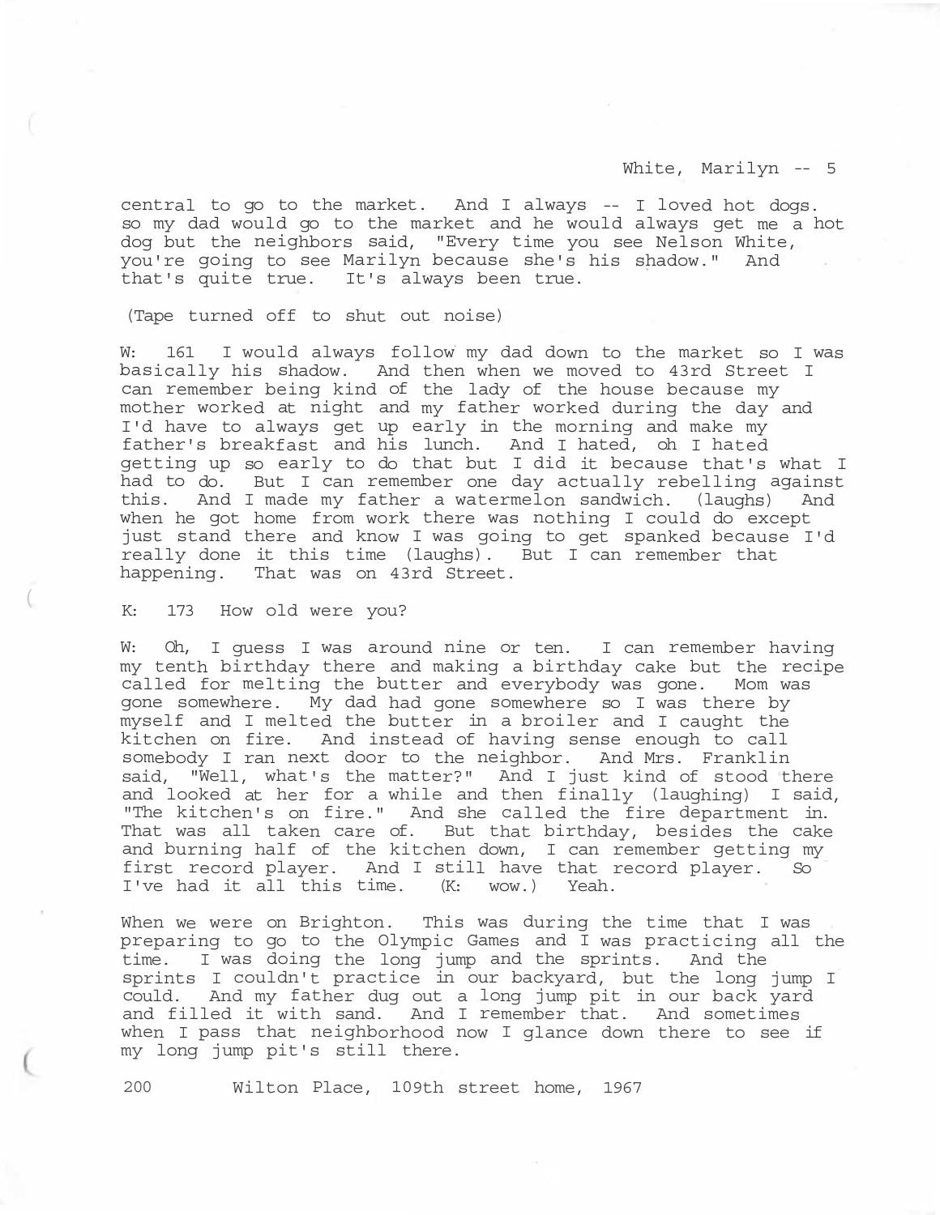central to go to the market. And I always -- I loved hot dogs. so my dad would go to the market and he would always get me a hot dog but the neighbors said, "Every time you see Nelson White, you're going to see Marilyn because she's his shadow." And that's quite true. It's always been true.

(Tape turned off to shut out noise)

W: 161 I would always follow my dad down to the market so I was basically his shadow. And then when we moved to 43rd Street I can remember being kind of the lady of the house because my mother worked at night and my father worked during the day and I'd have to always get up early in the morning and make my father's breakfast and his lunch. And I hated, oh I hated getting up so early to do that but I did it because that's what I had to do. But I can remember one day actually rebelling against this. And I made my father a watermelon sandwich. (laughs) And when he got home from work there was nothing I could do except just stand there and know I was going to get spanked because I'd really done it this time (laughs). But I can remember that happening. That was on 43rd Street.

K: 173 How old were you?

W: Oh, I guess I was around nine or ten. I can remember having my tenth birthday there and making a birthday cake but the recipe called for melting the butter and everybody was gone. Mom was gone somewhere. My dad had gone somewhere so I was there by myself and I melted the butter in a broiler and I caught the kitchen on fire. And instead of having sense enough to call somebody I ran next door to the neighbor. And Mrs. Franklin said, "Well, what's the matter?" And I just kind of stood there and looked at her for a while and then finally (laughing) I said, "The kitchen's on fire." And she called the fire department in. That was all taken care of. But that birthday, besides the cake and burning half of the kitchen down, I can remember getting my first record player. And I still have that record player. So I've had it all this time. (K: wow.) Yeah.

When we were on Brighton. This was during the time that I was preparing to go to the Olympic Games and I was practicing all the time. I was doing the long jump and the sprints. And the sprints I couldn't practice in our backyard, but the long jump I could. And my father dug out a long jump pit in our back yard and filled it with sand. And I remember that. And sometimes when I pass that neighborhood now I glance down there to see if my long jump pit's still there.

200 Wilton Place, 109th street home, 1967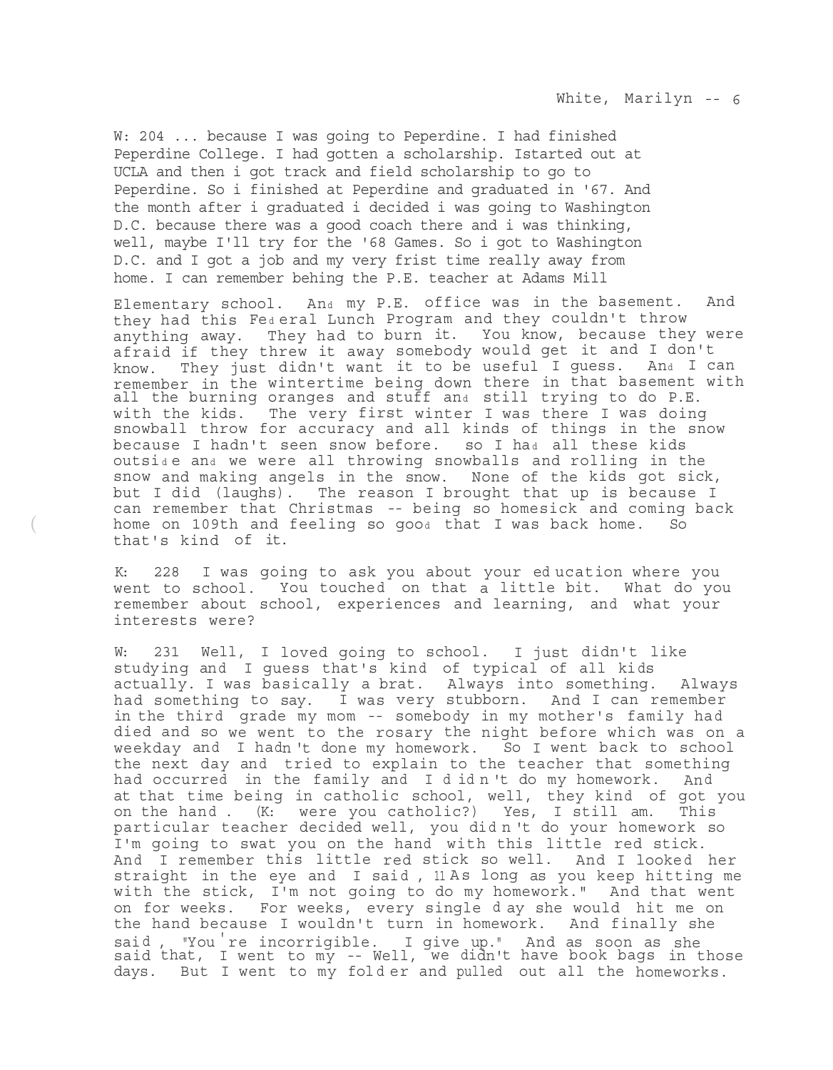W: 204 ... because I was going to Peperdine. I had finished Peperdine College. I had gotten a scholarship. Istarted out at UCLA and then i got track and field scholarship to go to Peperdine. So i finished at Peperdine and graduated in '67. And the month after i graduated i decided i was going to Washington D.C. because there was a good coach there and i was thinking, well, maybe I'll try for the '68 Games. So i got to Washington D.C. and I got a job and my very frist time really away from home. I can remember behing the P.E. teacher at Adams Mill Elementary school. And my P.E. office was in the basement. And they had this Federal Lunch Program and they couldn't throw anything away. They had to burn it. You know, because they were afraid if they threw it away somebody would get it and I don't know. They just didn't want it to be useful I guess. And I can remember in the wintertime being down there in that basement with all the burning oranges and stuff and still trying to do P.E. with the kids. The very first winter I was there I was doing snowball throw for accuracy and all kinds of things in the snow because I hadn't seen snow before. so I had all these kids outside and we were all throwing snowballs and rolling in the snow and making angels in the snow. None of the kids got sick, but I did (laughs). The reason I brought that up is because I can remember that Christmas -- being so homesick and coming back home on 109th and feeling so good that I was back home. So that's kind of it.

K: 228 I was going to ask you about your education where you went to school. You touched on that a little bit. What do you remember about school, experiences and learning, and what your interests were?

W: 231 Well, I loved going to school. I just didn't like studying and I guess that's kind of typical of all kids actually. I was basically a brat. Always into something. Always had something to say. I was very stubborn. And I can remember in the third grade my mom -- somebody in my mother's family had died and so we went to the rosary the night before which was on a weekday and I hadn't done my homework. So I went back to school the next day and tried to explain to the teacher that something had occurred in the family and I didn't do my homework. And at that time being in catholic school, well, they kind of got you on the hand. (K: were you catholic?) Yes, I still am. This particular teacher decided well, you didn't do your homework so I'm going to swat you on the hand with this little red stick. And I remember this little red stick so well. And I looked her straight in the eye and I said, "As long as you keep hitting me with the stick, I'm not going to do my homework." And that went on for weeks. For weeks, every single day she would hit me on the hand because I wouldn't turn in homework. And finally she said, "You're incorrigible. I give up." And as soon as she said that, I went to my -- Well, we didn't have book bags in those days. But I went to my folder and pulled out all the homeworks.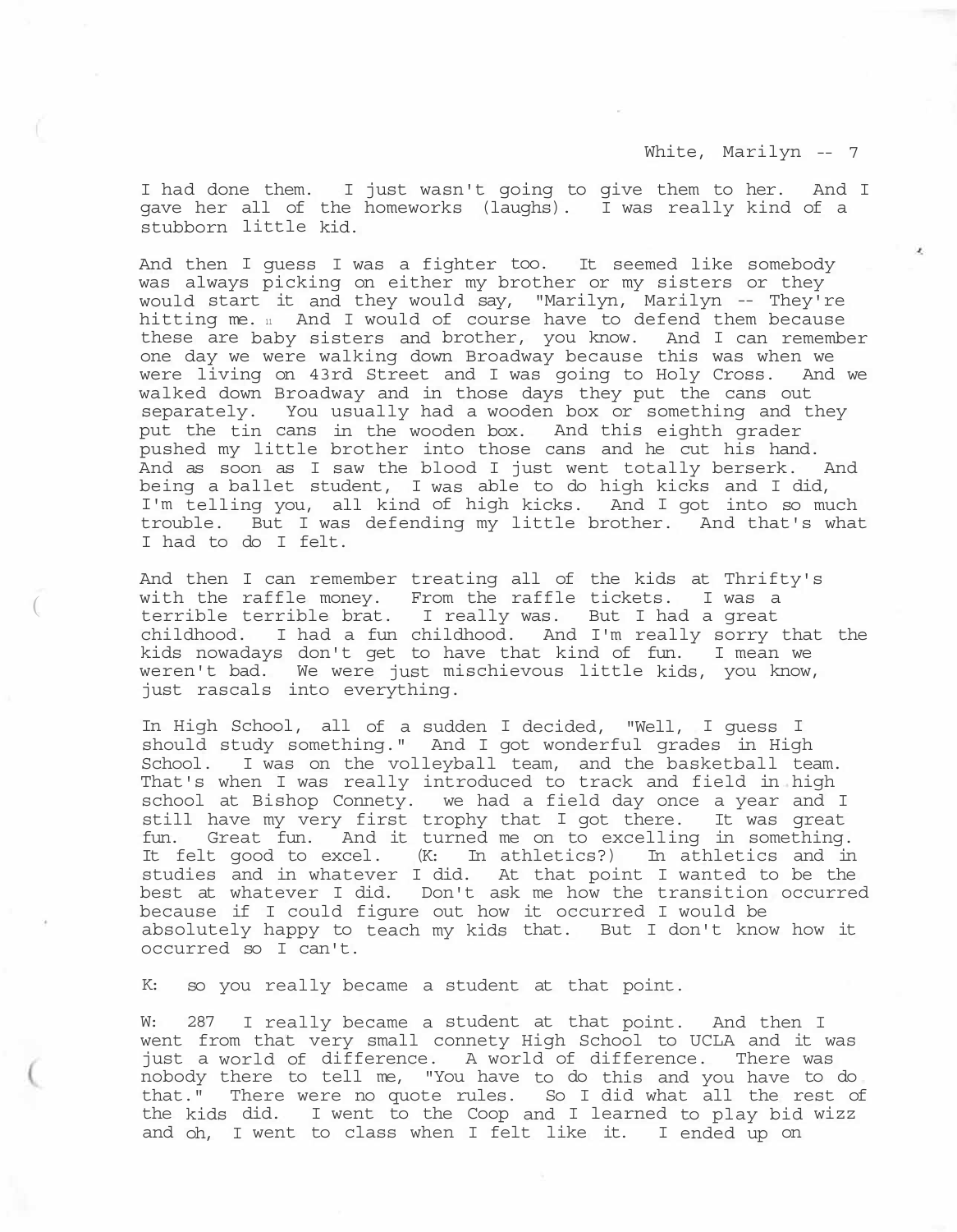I had done them. I just wasn't going to give them to her. And I gave her all of the homeworks (laughs). I was really kind of a stubborn little kid.

And then I guess I was a fighter too. It seemed like somebody was always picking on either my brother or my sisters or they would start it and they would say, "Marilyn, Marilyn -- They're hitting me." And I would of course have to defend them because these are baby sisters and brother, you know. And I can remember one day we were walking down Broadway because this was when we were living on 43rd Street and I was going to Holy Cross. And we walked down Broadway and in those days they put the cans out separately. You usually had a wooden box or something and they put the tin cans in the wooden box. And this eighth grader pushed my little brother into those cans and he cut his hand. And as soon as I saw the blood I just went totally berserk. And being a ballet student, I was able to do high kicks and I did, I'm telling you, all kind of high kicks. And I got into so much trouble. But I was defending my little brother. And that's what I had to do I felt.

And then I can remember treating all of the kids at Thrifty's with the raffle money. From the raffle tickets. I was a terrible terrible brat. I really was. But I had a great childhood. I had a fun childhood. And I'm really sorry that the kids nowadays don't get to have that kind of fun. I mean we weren't bad. We were just mischievous little kids, you know, just rascals into everything.

In High School, all of a sudden I decided, "Well, I guess I should study something." And I got wonderful grades in High School. I was on the volleyball team, and the basketball team. That's when I was really introduced to track and field in high school at Bishop Connety. we had a field day once a year and I still have my very first trophy that I got there. It was great fun. Great fun. And it turned me on to excelling in something. It felt good to excel. (K: In athletics?) In athletics and in studies and in whatever I did. At that point I wanted to be the best at whatever I did. Don't ask me how the transition occurred because if I could figure out how it occurred I would be absolutely happy to teach my kids that. But I don't know how it occurred so I can't.

K: so you really became a student at that point.

W: 287 I really became a student at that point. And then I went from that very small connety High School to UCLA and it was just a world of difference. A world of difference. There was nobody there to tell me, "You have to do this and you have to do that." There were no quote rules. So I did what all the rest of the kids did. I went to the Coop and I learned to play bid wizz and oh, I went to class when I felt like it. I ended up on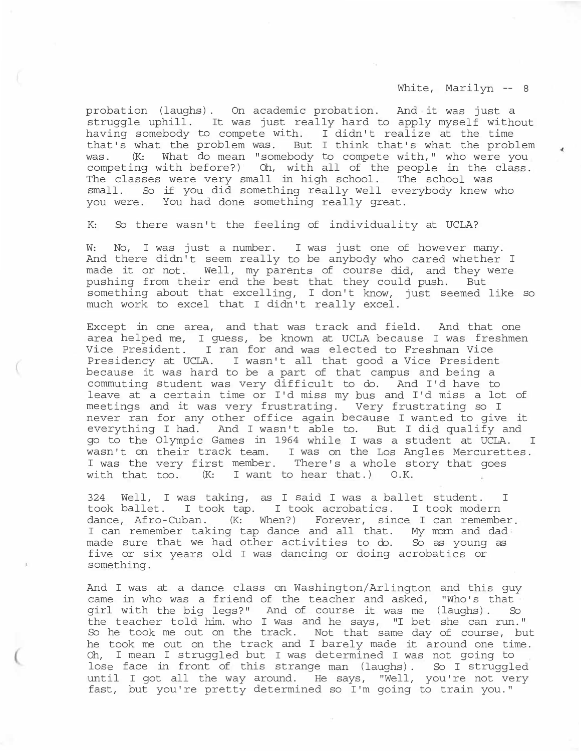probation (laughs). On academic probation. And it was just a struggle uphill. It was just really hard to apply myself without having somebody to compete with. I didn't realize at the time that's what the problem was. But I think that's what the problem was. (K: What do mean "somebody to compete with," who were you competing with before?) Oh, with all of the people in the class. The classes were very small in high school. The school was small. So if you did something really well everybody knew who you were. You had done something really great.

K: So there wasn't the feeling of individuality at UCLA?

W: No, I was just a number. I was just one of however many. And there didn't seem really to be anybody who cared whether I made it or not. Well, my parents of course did, and they were pushing from their end the best that they could push. But something about that excelling, I don't know, just seemed like so much work to excel that I didn't really excel.

Except in one area, and that was track and field. And that one area helped me, I guess, be known at UCLA because I was freshmen Vice President. I ran for and was elected to Freshman Vice Presidency at UCLA. I wasn't all that good a Vice President because it was hard to be a part of that campus and being a commuting student was very difficult to do. And I'd have to leave at a certain time or I'd miss my bus and I'd miss a lot of meetings and it was very frustrating. Very frustrating so I never ran for any other office again because I wanted to give it everything I had. And I wasn't able to. But I did qualify and go to the Olympic Games in 1964 while I was a student at UCLA. I wasn't on their track team. I was on the Los Angles Mercurettes. I was the very first member. There's a whole story that goes with that too. (K: I want to hear that.) O.K.

324 Well, I was taking, as I said I was a ballet student. I took ballet. I took tap. I took acrobatics. I took modern dance, Afro-Cuban. (K: When?) Forever, since I can remember. I can remember taking tap dance and all that. My mom and dad made sure that we had other activities to do. So as young as five or six years old I was dancing or doing acrobatics or something.

And I was at a dance class on Washington/Arlington and this guy came in who was a friend of the teacher and asked, "Who's that girl with the big legs?" And of course it was me (laughs). So the teacher told him. who I was and he says, "I bet she can run." So he took me out on the track. Not that same day of course, but he took me out on the track and I barely made it around one time. Oh, I mean I struggled but I was determined I was not going to lose face in front of this strange man (laughs). So I struggled until I got all the way around. He says, "Well, you're not very fast, but you're pretty determined so I'm going to train you."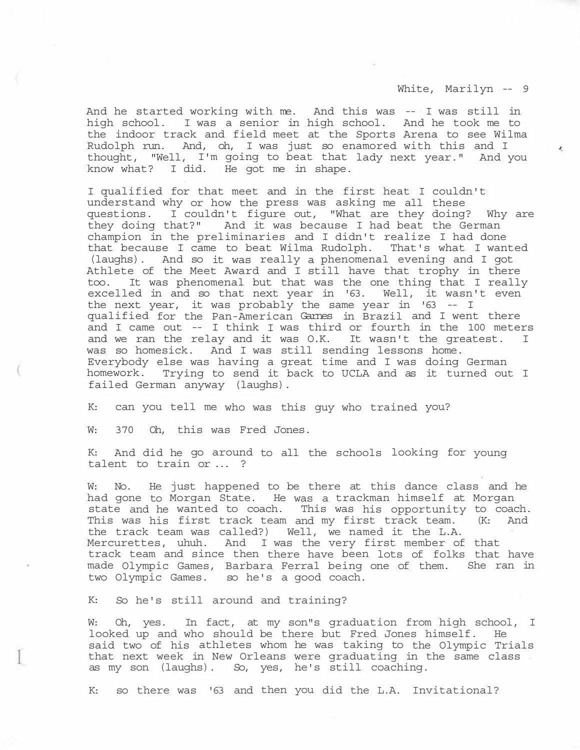And he started working with me. And this was -- I was still in high school. I was a senior in high school. And he took me to the indoor track and field meet at the Sports Arena to see Wilma Rudolph run. And, oh, I was just so enamored with this and I thought, "Well, I'm going to beat that lady next year." And you know what? I did. He got me in shape.

I qualified for that meet and in the first heat I couldn't understand why or how the press was asking me all these questions. I couldn't figure out, "What are they doing? Why are they doing that?" And it was because I had beat the German champion in the preliminaries and I didn't realize I had done that because I came to beat Wilma Rudolph. That's what I wanted (laughs). And so it was really a phenomenal evening and I got Athlete of the Meet Award and I still have that trophy in there too. It was phenomenal but that was the one thing that I really excelled in and so that next year in '63. Well, it wasn't even the next year, it was probably the same year in '63 -- I qualified for the Pan-American Games in Brazil and I went there and I came out -- I think I was third or fourth in the 100 meters and we ran the relay and it was O.K. It wasn't the greatest. I was so homesick. And I was still sending lessons home. Everybody else was having a great time and I was doing German homework. Trying to send it back to UCLA and as it turned out I failed German anyway (laughs).

K: can you tell me who was this guy who trained you?

W: 370 Oh, this was Fred Jones.

K: And did he go around to all the schools looking for young talent to train or ... ?

W: No. He just happened to be there at this dance class and he had gone to Morgan State. He was a trackman himself at Morgan state and he wanted to coach. This was his opportunity to coach. This was his first track team and my first track team. (K: And the track team was called?) Well, we named it the L.A. Mercurettes, uhuh. And I was the very first member of that track team and since then there have been lots of folks that have made Olympic Games, Barbara Ferral being one of them. She ran in two Olympic Games. so he's a good coach.

K: So he's still around and training?

W: Oh, yes. In fact, at my son"s graduation from high school, I looked up and who should be there but Fred Jones himself. He said two of his athletes whom he was taking to the Olympic Trials that next week in New Orleans were graduating in the same class as my son (laughs). So, yes, he's still coaching.

K: so there was '63 and then you did the L.A. Invitational?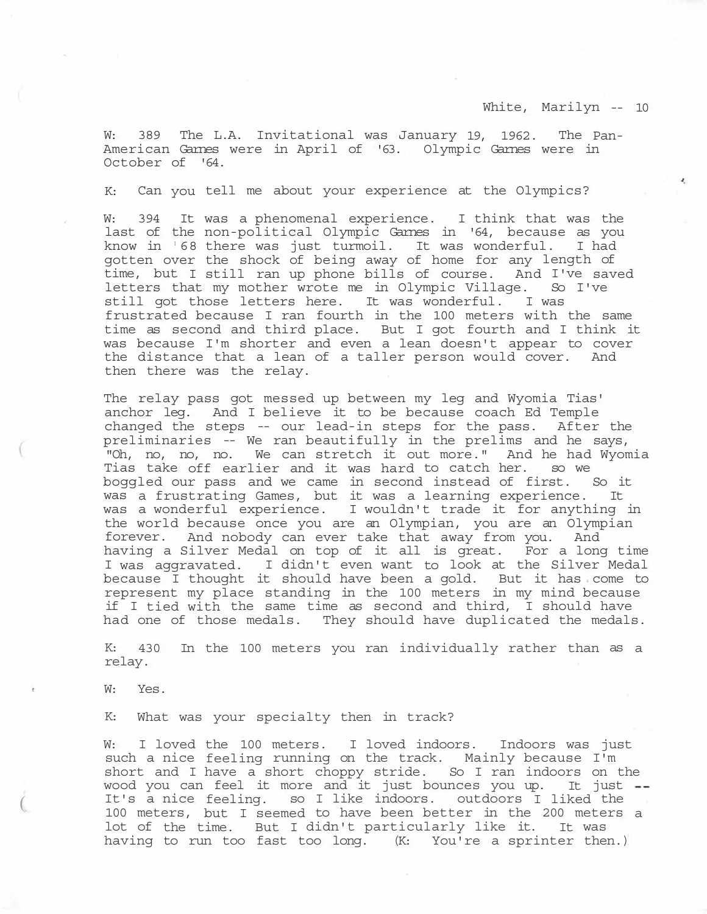W: 389 The L.A. Invitational was January 19, 1962. The Pan-American Games were in April of '63. Olympic Games were in October of '64.

K: Can you tell me about your experience at the Olympics?

W: 394 It was a phenomenal experience. I think that was the last of the non-political Olympic Games in '64, because as you know in '68 there was just turmoil. It was wonderful. I had gotten over the shock of being away of home for any length of time, but I still ran up phone bills of course. And I've saved letters that my mother wrote me in Olympic Village. So I've still got those letters here. It was wonderful. I was frustrated because I ran fourth in the 100 meters with the same time as second and third place. But I got fourth and I think it was because I'm shorter and even a lean doesn't appear to cover the distance that a lean of a taller person would cover. And then there was the relay.

The relay pass got messed up between my leg and Wyomia Tias' anchor leg. And I believe it to be because coach Ed Temple changed the steps -- our lead-in steps for the pass. After the preliminaries -- We ran beautifully in the prelims and he says, "Oh, no, no, no. We can stretch it out more." And he had Wyomia Tias take off earlier and it was hard to catch her. so we boggled our pass and we came in second instead of first. So it was a frustrating Games, but it was a learning experience. It was a wonderful experience. I wouldn't trade it for anything in the world because once you are an Olympian, you are an Olympian forever. And nobody can ever take that away from you. And having a Silver Medal on top of it all is great. For a long time I was aggravated. I didn't even want to look at the Silver Medal because I thought it should have been a gold. But it has come to represent my place standing in the 100 meters in my mind because if I tied with the same time as second and third, I should have had one of those medals. They should have duplicated the medals.

K: 430 In the 100 meters you ran individually rather than as a relay.

W: Yes.

K: What was your specialty then in track?

W: I loved the 100 meters. I loved indoors. Indoors was just such a nice feeling running on the track. Mainly because I'm short and I have a short choppy stride. So I ran indoors on the wood you can feel it more and it just bounces you up. It just -- It's a nice feeling. so I like indoors. outdoors I liked the 100 meters, but I seemed to have been better in the 200 meters a lot of the time. But I didn't particularly like it. It was having to run too fast too long. (K: You're a sprinter then.)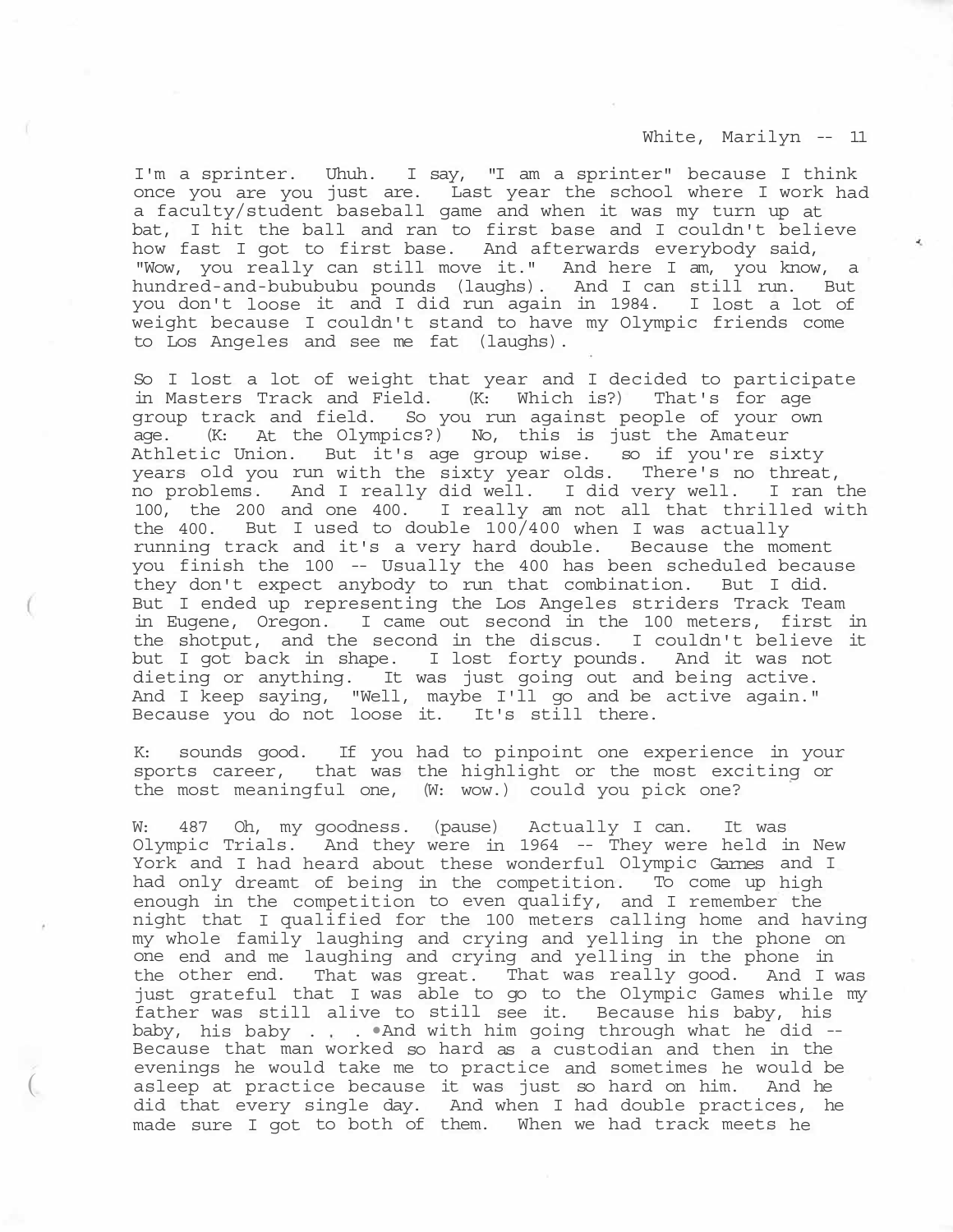I'm a sprinter. Uhuh. I say, "I am a sprinter" because I think once you are you just are. Last year the school where I work had a faculty/student baseball game and when it was my turn up at bat, I hit the ball and ran to first base and I couldn't believe how fast I got to first base. And afterwards everybody said, "Wow, you really can still move it." And here I am, you know, a hundred-and-bubububu pounds (laughs). And I can still run. But you don't loose it and I did run again in 1984. I lost a lot of weight because I couldn't stand to have my Olympic friends come to Los Angeles and see me fat (laughs).

So I lost a lot of weight that year and I decided to participate in Masters Track and Field. (K: Which is?) That's for age group track and field. So you run against people of your own age. (K: At the Olympics?) No, this is just the Amateur Athletic Union. But it's age group wise. so if you're sixty years old you run with the sixty year olds. There's no threat, no problems. And I really did well. I did very well. I ran the 100, the 200 and one 400. I really am not all that thrilled with the 400. But I used to double 100/400 when I was actually running track and it's a very hard double. Because the moment you finish the 100 -- Usually the 400 has been scheduled because they don't expect anybody to run that combination. But I did. But I ended up representing the Los Angeles striders Track Team in Eugene, Oregon. I came out second in the 100 meters, first in the shotput, and the second in the discus. I couldn't believe it but I got back in shape. I lost forty pounds. And it was not dieting or anything. It was just going out and being active. And I keep saying, "Well, maybe I'll go and be active again." Because you do not loose it. It's still there.

K: sounds good. If you had to pinpoint one experience in your sports career, that was the highlight or the most exciting or the most meaningful one, (W: wow.) could you pick one?

W: 487 Oh, my goodness. (pause) Actually I can. It was Olympic Trials. And they were in 1964 -- They were held in New York and I had heard about these wonderful Olympic Games and I had only dreamt of being in the competition. To come up high enough in the competition to even qualify, and I remember the night that I qualified for the 100 meters calling home and having my whole family laughing and crying and yelling in the phone on one end and me laughing and crying and yelling in the phone in the other end. That was great. That was really good. And I was just grateful that I was able to go to the Olympic Games while my father was still alive to still see it. Because his baby, his baby, his baby . . . •And with him going through what he did -- Because that man worked so hard as a custodian and then in the evenings he would take me to practice and sometimes he would be asleep at practice because it was just so hard on him. And he did that every single day. And when I had double practices, he made sure I got to both of them. When we had track meets he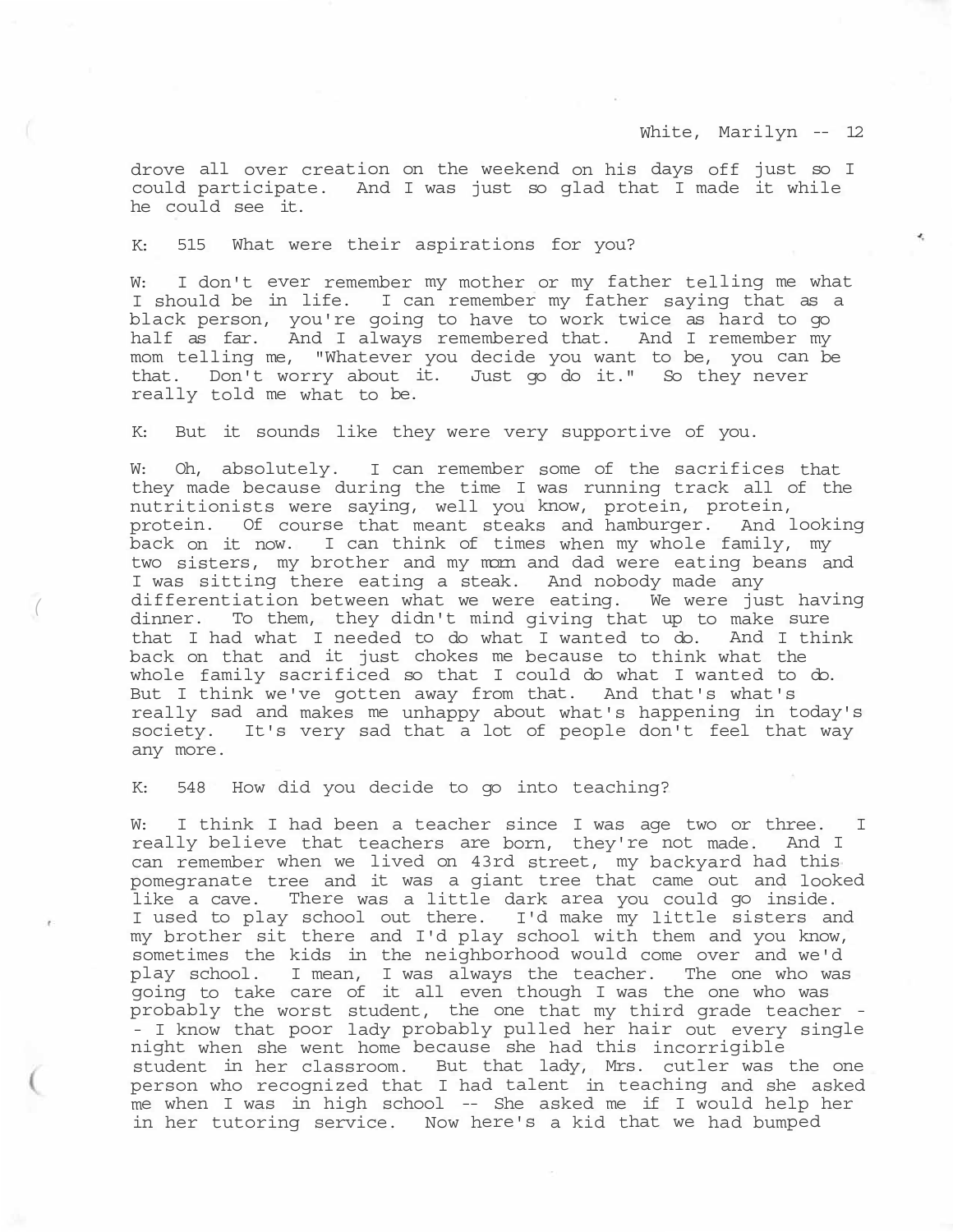drove all over creation on the weekend on his days off just so I could participate. And I was just so glad that I made it while he could see it.

K: 515 What were their aspirations for you?

W: I don't ever remember my mother or my father telling me what I should be in life. I can remember my father saying that as a black person, you're going to have to work twice as hard to go half as far. And I always remembered that. And I remember my mom telling me, "Whatever you decide you want to be, you can be that. Don't worry about it. Just go do it." So they never really told me what to be.

K: But it sounds like they were very supportive of you.

W: Oh, absolutely. I can remember some of the sacrifices that they made because during the time I was running track all of the nutritionists were saying, well you know, protein, protein, protein. Of course that meant steaks and hamburger. And looking back on it now. I can think of times when my whole family, my two sisters, my brother and my mom and dad were eating beans and I was sitting there eating a steak. And nobody made any differentiation between what we were eating. We were just having dinner. To them, they didn't mind giving that up to make sure that I had what I needed to do what I wanted to do. And I think back on that and it just chokes me because to think what the whole family sacrificed so that I could do what I wanted to do. But I think we've gotten away from that. And that's what's really sad and makes me unhappy about what's happening in today's society. It's very sad that a lot of people don't feel that way any more.

K: 548 How did you decide to go into teaching?

W: I think I had been a teacher since I was age two or three. I really believe that teachers are born, they're not made. And I can remember when we lived on 43rd street, my backyard had this pomegranate tree and it was a giant tree that came out and looked like a cave. There was a little dark area you could go inside. I used to play school out there. I'd make my little sisters and my brother sit there and I'd play school with them and you know, sometimes the kids in the neighborhood would come over and we'd play school. I mean, I was always the teacher. The one who was going to take care of it all even though I was the one who was probably the worst student, the one that my third grade teacher -- I know that poor lady probably pulled her hair out every single night when she went home because she had this incorrigible student in her classroom. But that lady, Mrs. cutler was the one person who recognized that I had talent in teaching and she asked me when I was in high school -- She asked me if I would help her in her tutoring service. Now here's a kid that we had bumped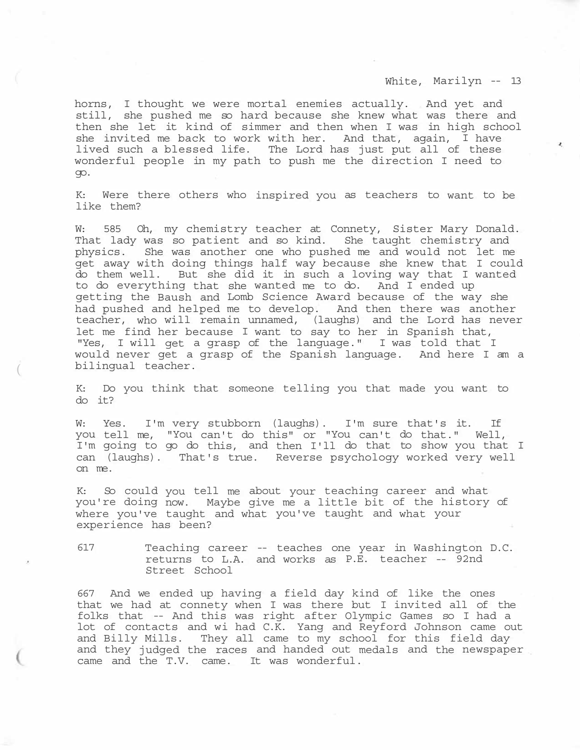horns, I thought we were mortal enemies actually. And yet and still, she pushed me so hard because she knew what was there and then she let it kind of simmer and then when I was in high school she invited me back to work with her. And that, again, I have lived such a blessed life. The Lord has just put all of these wonderful people in my path to push me the direction I need to go.

K: Were there others who inspired you as teachers to want to be like them?

W: 585 Oh, my chemistry teacher at Connety, Sister Mary Donald. That lady was so patient and so kind. She taught chemistry and physics. She was another one who pushed me and would not let me get away with doing things half way because she knew that I could do them well. But she did it in such a loving way that I wanted to do everything that she wanted me to do. And I ended up getting the Baush and Lomb Science Award because of the way she had pushed and helped me to develop. And then there was another teacher, who will remain unnamed, (laughs) and the Lord has never let me find her because I want to say to her in Spanish that, "Yes, I will get a grasp of the language." I was told that I would never get a grasp of the Spanish language. And here I am a bilingual teacher.

K: Do you think that someone telling you that made you want to do it?

W: Yes. I'm very stubborn (laughs). I'm sure that's it. If you tell me, "You can't do this" or "You can't do that." Well, I'm going to go do this, and then I'll do that to show you that I can (laughs). That's true. Reverse psychology worked very well on me.

K: So could you tell me about your teaching career and what you're doing now. Maybe give me a little bit of the history of where you've taught and what you've taught and what your experience has been?

617 Teaching career -- teaches one year in Washington D.C. returns to L.A. and works as P.E. teacher -- 92nd Street School

667 And we ended up having a field day kind of like the ones that we had at connety when I was there but I invited all of the folks that -- And this was right after Olympic Games so I had a lot of contacts and wi had C.K. Yang and Reyford Johnson came out and Billy Mills. They all came to my school for this field day and they judged the races and handed out medals and the newspaper came and the T.V. came. It was wonderful.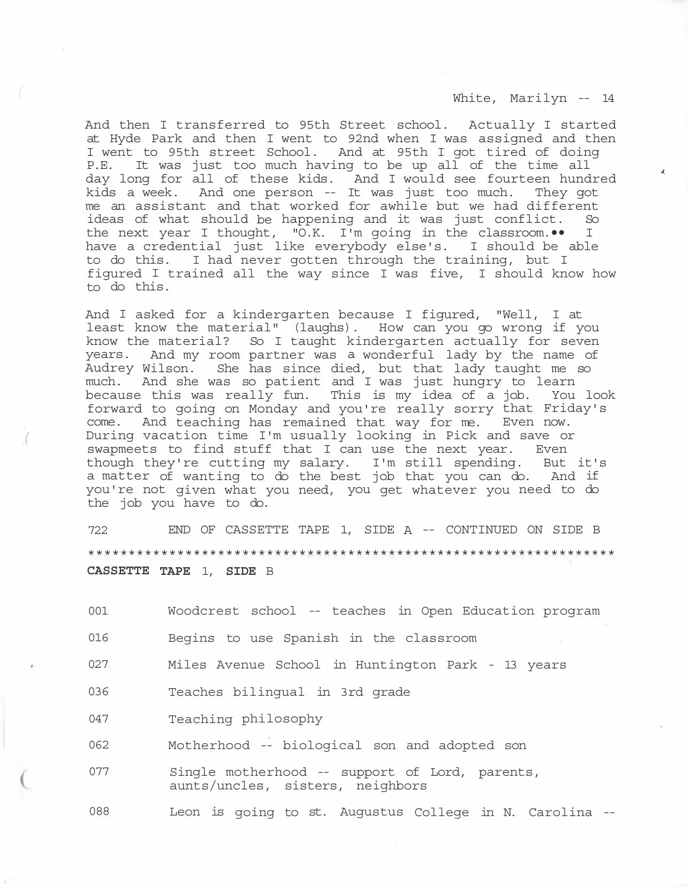And then I transferred to 95th Street school. Actually I started at Hyde Park and then I went to 92nd when I was assigned and then I went to 95th street School. And at 95th I got tired of doing P.E. It was just too much having to be up all of the time all day long for all of these kids. And I would see fourteen hundred kids a week. And one person -- It was just too much. They got me an assistant and that worked for awhile but we had different ideas of what should be happening and it was just conflict. So the next year I thought, "O.K. I'm going in the classroom." I have a credential just like everybody else's. I should be able to do this. I had never gotten through the training, but I figured I trained all the way since I was five, I should know how to do this.

And I asked for a kindergarten because I figured, "Well, I at least know the material" (laughs). How can you go wrong if you know the material? So I taught kindergarten actually for seven years. And my room partner was a wonderful lady by the name of Audrey Wilson. She has since died, but that lady taught me so much. And she was so patient and I was just hungry to learn because this was really fun. This is my idea of a job. You look forward to going on Monday and you're really sorry that Friday's come. And teaching has remained that way for me. Even now. During vacation time I'm usually looking in Pick and save or swapmeets to find stuff that I can use the next year. Even though they're cutting my salary. I'm still spending. But it's a matter of wanting to do the best job that you can do. And if you're not given what you need, you get whatever you need to do the job you have to do.

722 END OF CASSETTE TAPE 1, SIDE A -- CONTINUED ON SIDE B

*****************************************************************

**CASSETTE TAPE** 1, **SIDE** B

001 Woodcrest school -- teaches in Open Education program

016 Begins to use Spanish in the classroom

027 Miles Avenue School in Huntington Park - 13 years

036 Teaches bilingual in 3rd grade

047 Teaching philosophy

062 Motherhood -- biological son and adopted son

077 Single motherhood -- support of Lord, parents, aunts/uncles, sisters, neighbors

088 Leon is going to st. Augustus College in N. Carolina --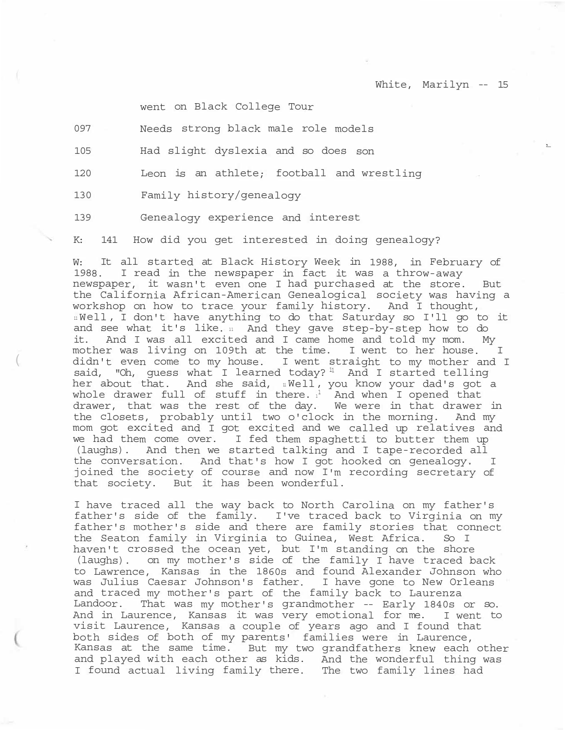went on Black College Tour

097 Needs strong black male role models

105 Had slight dyslexia and so does son

120 Leon is an athlete; football and wrestling

130 Family history/genealogy

139 Genealogy experience and interest

K: 141 How did you get interested in doing genealogy?

W: It all started at Black History Week in 1988, in February of 1988. I read in the newspaper in fact it was a throw-away newspaper, it wasn't even one I had purchased at the store. But the California African-American Genealogical society was having a workshop on how to trace your family history. And I thought, "Well, I don't have anything to do that Saturday so I'll go to it and see what it's like." And they gave step-by-step how to do it. And I was all excited and I came home and told my mom. My mother was living on 109th at the time. I went to her house. I didn't even come to my house. I went straight to my mother and I said, "Oh, guess what I learned today?" And I started telling her about that. And she said, "Well, you know your dad's got a whole drawer full of stuff in there." And when I opened that drawer, that was the rest of the day. We were in that drawer in the closets, probably until two o'clock in the morning. And my mom got excited and I got excited and we called up relatives and we had them come over. I fed them spaghetti to butter them up (laughs). And then we started talking and I tape-recorded all the conversation. And that's how I got hooked on genealogy. I joined the society of course and now I'm recording secretary of that society. But it has been wonderful.

I have traced all the way back to North Carolina on my father's father's side of the family. I've traced back to Virginia on my father's mother's side and there are family stories that connect the Seaton family in Virginia to Guinea, West Africa. So I haven't crossed the ocean yet, but I'm standing on the shore (laughs). on my mother's side of the family I have traced back to Lawrence, Kansas in the 1860s and found Alexander Johnson who was Julius Caesar Johnson's father. I have gone to New Orleans and traced my mother's part of the family back to Laurenza Landoor. That was my mother's grandmother -- Early 1840s or so. And in Laurence, Kansas it was very emotional for me. I went to visit Laurence, Kansas a couple of years ago and I found that both sides of both of my parents' families were in Laurence, Kansas at the same time. But my two grandfathers knew each other and played with each other as kids. And the wonderful thing was I found actual living family there. The two family lines had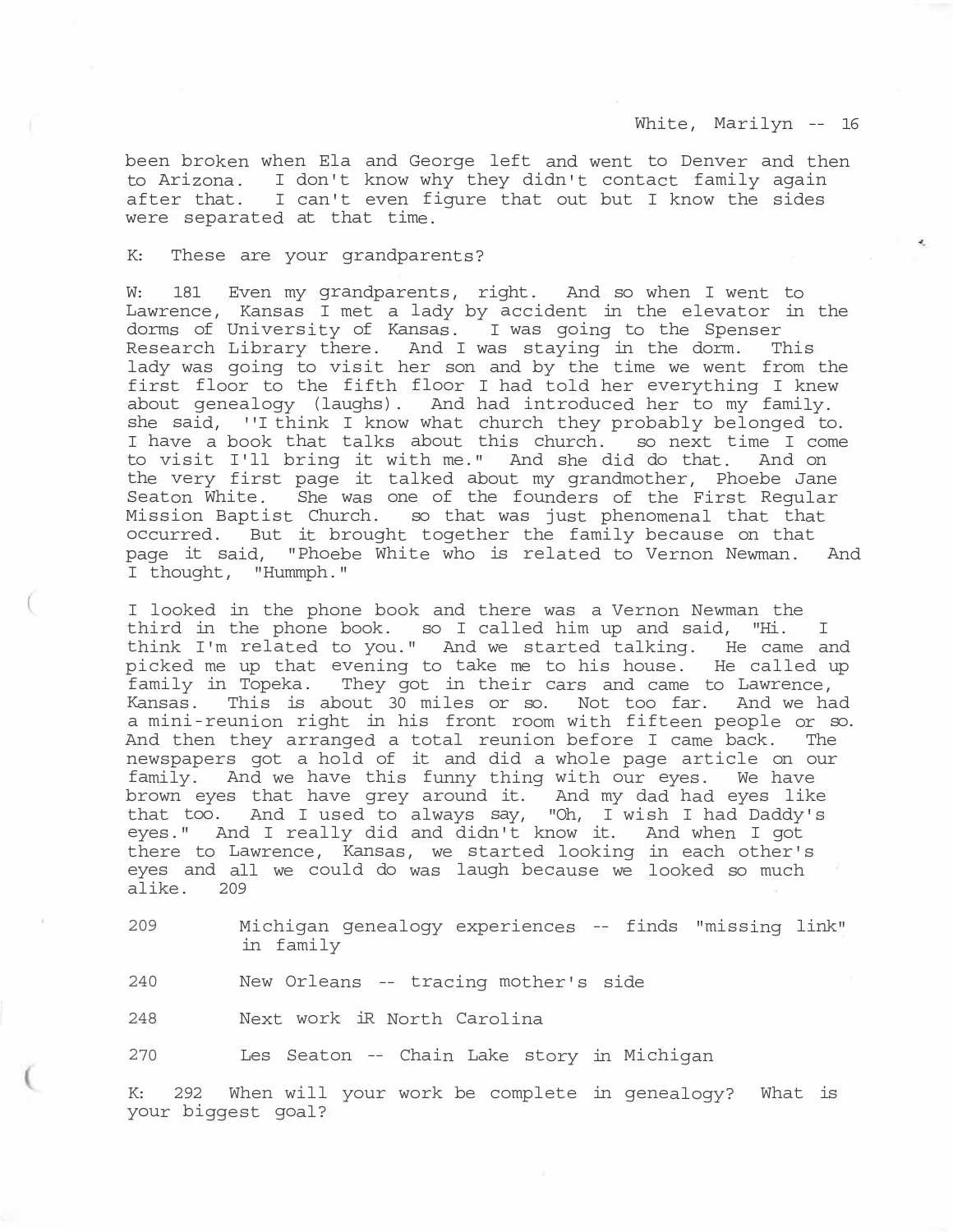been broken when Ela and George left and went to Denver and then to Arizona. I don't know why they didn't contact family again after that. I can't even figure that out but I know the sides were separated at that time.

K: These are your grandparents?

W: 181 Even my grandparents, right. And so when I went to Lawrence, Kansas I met a lady by accident in the elevator in the dorms of University of Kansas. I was going to the Spenser Research Library there. And I was staying in the dorm. This lady was going to visit her son and by the time we went from the first floor to the fifth floor I had told her everything I knew about genealogy (laughs). And had introduced her to my family. she said, ''I think I know what church they probably belonged to. I have a book that talks about this church. so next time I come to visit I'll bring it with me." And she did do that. And on the very first page it talked about my grandmother, Phoebe Jane Seaton White. She was one of the founders of the First Regular Mission Baptist Church. so that was just phenomenal that that occurred. But it brought together the family because on that page it said, "Phoebe White who is related to Vernon Newman. And I thought, "Hummph."

I looked in the phone book and there was a Vernon Newman the third in the phone book. so I called him up and said, "Hi. I think I'm related to you." And we started talking. He came and picked me up that evening to take me to his house. He called up family in Topeka. They got in their cars and came to Lawrence, Kansas. This is about 30 miles or so. Not too far. And we had a mini-reunion right in his front room with fifteen people or so. And then they arranged a total reunion before I came back. The newspapers got a hold of it and did a whole page article on our family. And we have this funny thing with our eyes. We have brown eyes that have grey around it. And my dad had eyes like that too. And I used to always say, "Oh, I wish I had Daddy's eyes." And I really did and didn't know it. And when I got there to Lawrence, Kansas, we started looking in each other's eyes and all we could do was laugh because we looked so much alike. 209

209 Michigan genealogy experiences -- finds "missing link" in family

240 New Orleans -- tracing mother's side

248 Next work iR North Carolina

270 Les Seaton -- Chain Lake story in Michigan

K: 292 When will your work be complete in genealogy? What is your biggest goal?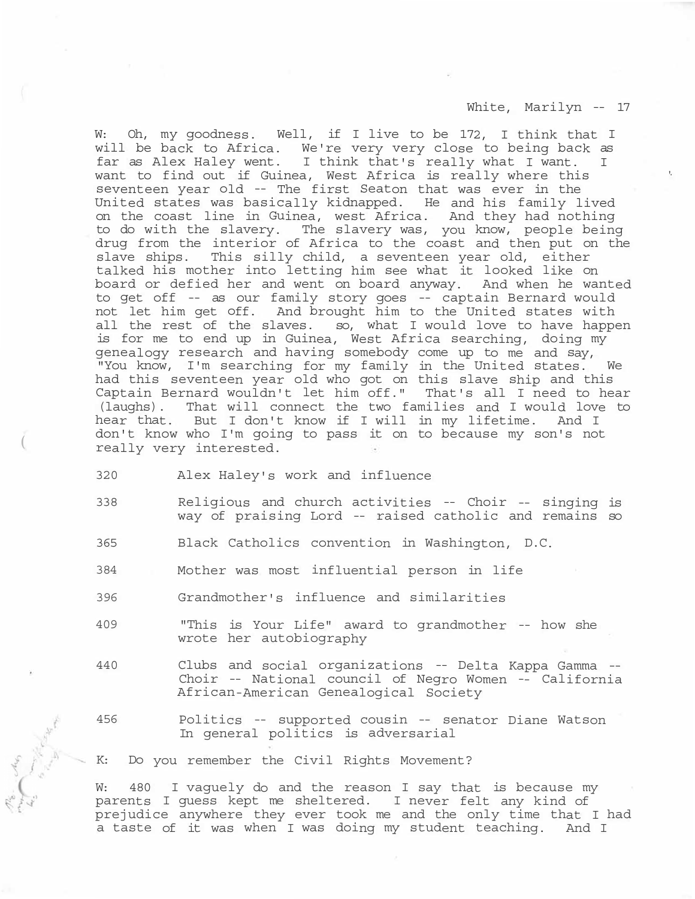W: Oh, my goodness. Well, if I live to be 172, I think that I will be back to Africa. We're very very close to being back as far as Alex Haley went. I think that's really what I want. I want to find out if Guinea, West Africa is really where this seventeen year old -- The first Seaton that was ever in the United states was basically kidnapped. He and his family lived on the coast line in Guinea, west Africa. And they had nothing to do with the slavery. The slavery was, you know, people being drug from the interior of Africa to the coast and then put on the slave ships. This silly child, a seventeen year old, either talked his mother into letting him see what it looked like on board or defied her and went on board anyway. And when he wanted to get off -- as our family story goes -- captain Bernard would not let him get off. And brought him to the United states with all the rest of the slaves. so, what I would love to have happen is for me to end up in Guinea, West Africa searching, doing my genealogy research and having somebody come up to me and say, "You know, I'm searching for my family in the United states. We had this seventeen year old who got on this slave ship and this Captain Bernard wouldn't let him off." That's all I need to hear (laughs). That will connect the two families and I would love to hear that. But I don't know if I will in my lifetime. And I don't know who I'm going to pass it on to because my son's not really very interested.

320 Alex Haley's work and influence

338 Religious and church activities -- Choir -- singing is way of praising Lord -- raised catholic and remains so

365 Black Catholics convention in Washington, D.C.

384 Mother was most influential person in life

396 Grandmother's influence and similarities

409 "This is Your Life" award to grandmother -- how she wrote her autobiography

440 Clubs and social organizations -- Delta Kappa Gamma -- Choir -- National council of Negro Women -- California African-American Genealogical Society

456 Politics -- supported cousin -- senator Diane Watson In general politics is adversarial

K: Do you remember the Civil Rights Movement?

W: 480 I vaguely do and the reason I say that is because my parents I guess kept me sheltered. I never felt any kind of prejudice anywhere they ever took me and the only time that I had a taste of it was when I was doing my student teaching. And I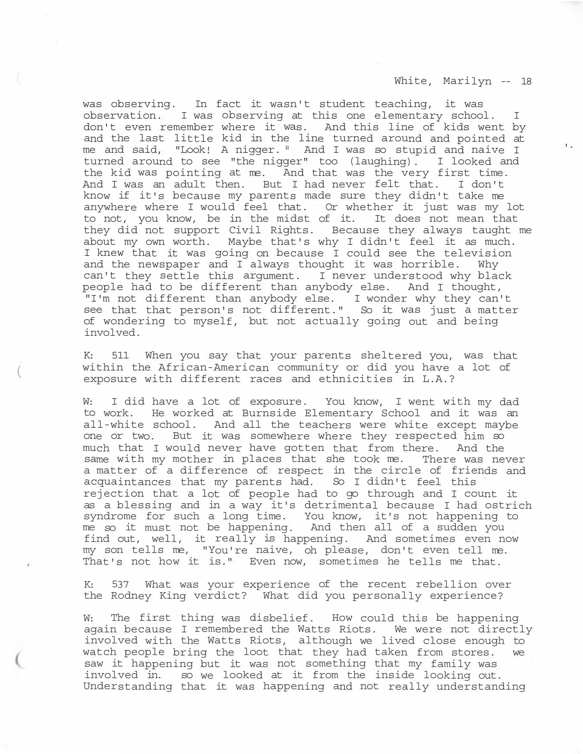was observing. In fact it wasn't student teaching, it was observation. I was observing at this one elementary school. I don't even remember where it was. And this line of kids went by and the last little kid in the line turned around and pointed at me and said, "Look! A nigger." And I was so stupid and naive I turned around to see "the nigger" too (laughing). I looked and the kid was pointing at me. And that was the very first time. And I was an adult then. But I had never felt that. I don't know if it's because my parents made sure they didn't take me anywhere where I would feel that. Or whether it just was my lot to not, you know, be in the midst of it. It does not mean that they did not support Civil Rights. Because they always taught me about my own worth. Maybe that's why I didn't feel it as much. I knew that it was going on because I could see the television and the newspaper and I always thought it was horrible. Why can't they settle this argument. I never understood why black people had to be different than anybody else. And I thought, "I'm not different than anybody else. I wonder why they can't see that that person's not different." So it was just a matter of wondering to myself, but not actually going out and being involved.

K: 511 When you say that your parents sheltered you, was that within the African-American community or did you have a lot of exposure with different races and ethnicities in L.A.?

W: I did have a lot of exposure. You know, I went with my dad to work. He worked at Burnside Elementary School and it was an all-white school. And all the teachers were white except maybe one or two. But it was somewhere where they respected him so much that I would never have gotten that from there. And the same with my mother in places that she took me. There was never a matter of a difference of respect in the circle of friends and acquaintances that my parents had. So I didn't feel this rejection that a lot of people had to go through and I count it as a blessing and in a way it's detrimental because I had ostrich syndrome for such a long time. You know, it's not happening to me so it must not be happening. And then all of a sudden you find out, well, it really is happening. And sometimes even now my son tells me, "You're naive, oh please, don't even tell me. That's not how it is." Even now, sometimes he tells me that.

K: 537 What was your experience of the recent rebellion over the Rodney King verdict? What did you personally experience?

W: The first thing was disbelief. How could this be happening again because I remembered the Watts Riots. We were not directly involved with the Watts Riots, although we lived close enough to watch people bring the loot that they had taken from stores. we saw it happening but it was not something that my family was involved in. so we looked at it from the inside looking out. Understanding that it was happening and not really understanding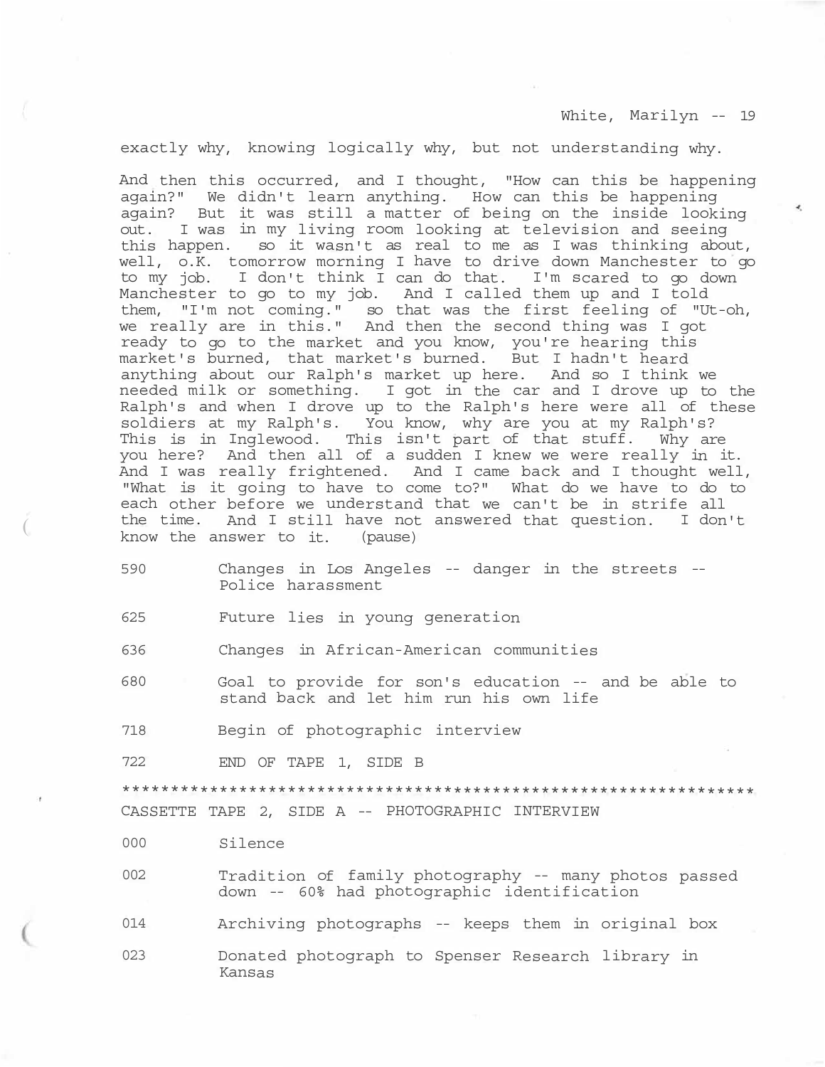exactly why, knowing logically why, but not understanding why.

And then this occurred, and I thought, "How can this be happening again?" We didn't learn anything. How can this be happening again? But it was still a matter of being on the inside looking out. I was in my living room looking at television and seeing this happen. so it wasn't as real to me as I was thinking about, well, o.K. tomorrow morning I have to drive down Manchester to go to my job. I don't think I can do that. I'm scared to go down Manchester to go to my job. And I called them up and I told them, "I'm not coming." so that was the first feeling of "Ut-oh, we really are in this." And then the second thing was I got ready to go to the market and you know, you're hearing this market's burned, that market's burned. But I hadn't heard anything about our Ralph's market up here. And so I think we needed milk or something. I got in the car and I drove up to the Ralph's and when I drove up to the Ralph's here were all of these soldiers at my Ralph's. You know, why are you at my Ralph's? This is in Inglewood. This isn't part of that stuff. Why are you here? And then all of a sudden I knew we were really in it. And I was really frightened. And I came back and I thought well, "What is it going to have to come to?" What do we have to do to each other before we understand that we can't be in strife all the time. And I still have not answered that question. I don't know the answer to it. (pause)

590 Changes in Los Angeles -- danger in the streets -- Police harassment

625 Future lies in young generation

636 Changes in African-American communities

680 Goal to provide for son's education -- and be able to stand back and let him run his own life

718 Begin of photographic interview

722 END OF TAPE 1, SIDE B

*****************************************************************

CASSETTE TAPE 2, SIDE A -- PHOTOGRAPHIC INTERVIEW

000 Silence

002 Tradition of family photography -- many photos passed down -- 60% had photographic identification

014 Archiving photographs -- keeps them in original box

023 Donated photograph to Spenser Research library in Kansas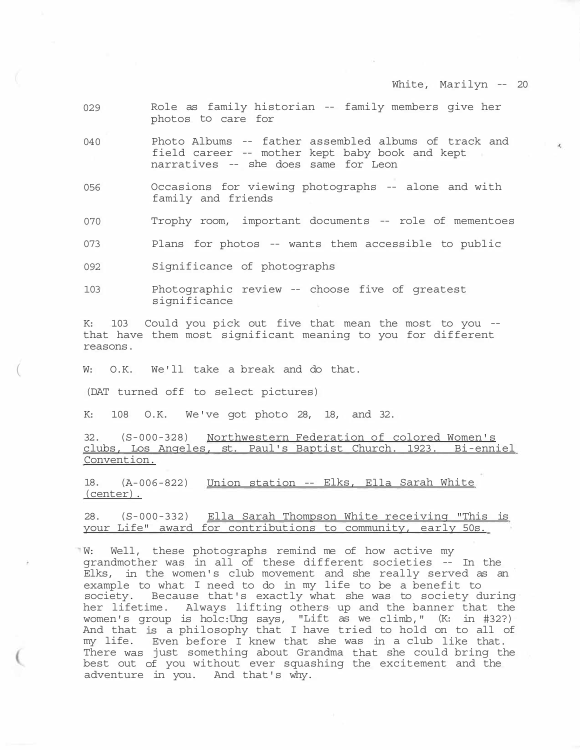029 Role as family historian -- family members give her photos to care for

040 Photo Albums -- father assembled albums of track and field career -- mother kept baby book and kept narratives -- she does same for Leon

056 Occasions for viewing photographs -- alone and with family and friends

070 Trophy room, important documents -- role of mementoes

073 Plans for photos -- wants them accessible to public

092 Significance of photographs

103 Photographic review -- choose five of greatest significance

K: 103 Could you pick out five that mean the most to you -- that have them most significant meaning to you for different reasons.

W: O.K. We'll take a break and do that.

(DAT turned off to select pictures)

K: 108 O.K. We've got photo 28, 18, and 32.

32. (S-000-328) <u>Northwestern Federation of colored Women's clubs, Los Angeles, st. Paul's Baptist Church. 1923. Bi-enniel Convention.</u>

18. (A-006-822) <u>Union station -- Elks, Ella Sarah White (center).</u>

28. (S-000-332) <u>Ella Sarah Thompson White receiving "This is your Life" award for contributions to community, early 50s.</u>

W: Well, these photographs remind me of how active my grandmother was in all of these different societies -- In the Elks, in the women's club movement and she really served as an example to what I need to do in my life to be a benefit to society. Because that's exactly what she was to society during her lifetime. Always lifting others up and the banner that the women's group is holc:Ung says, "Lift as we climb," (K: in #32?) And that is a philosophy that I have tried to hold on to all of my life. Even before I knew that she was in a club like that. There was just something about Grandma that she could bring the best out of you without ever squashing the excitement and the adventure in you. And that's why.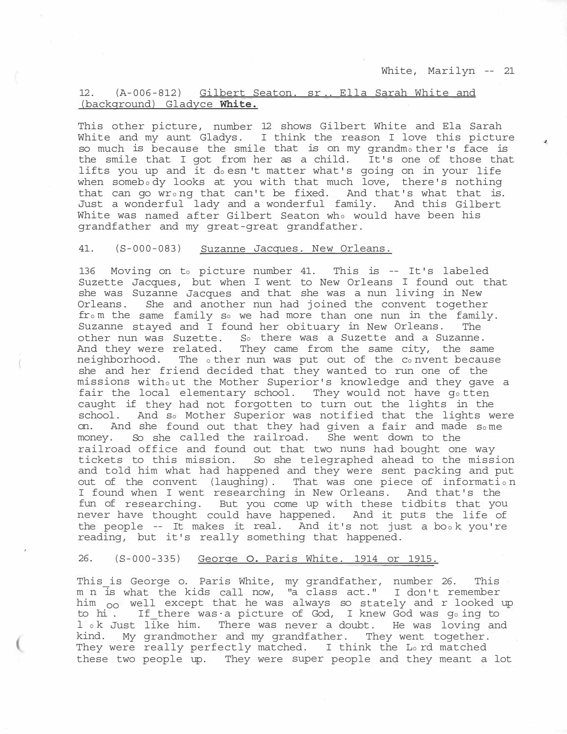12. (A-006-812) Gilbert Seaton. sr.. Ella Sarah White and (background) Gladyce **White.**

This other picture, number 12 shows Gilbert White and Ela Sarah White and my aunt Gladys. I think the reason I love this picture so much is because the smile that is on my grandmother's face is the smile that I got from her as a child. It's one of those that lifts you up and it doesn't matter what's going on in your life when somebody looks at you with that much love, there's nothing that can go wrong that can't be fixed. And that's what that is. Just a wonderful lady and a wonderful family. And this Gilbert White was named after Gilbert Seaton who would have been his grandfather and my great-great grandfather.

41. (S-000-083) Suzanne Jacques. New Orleans.

136 Moving on to picture number 41. This is -- It's labeled Suzette Jacques, but when I went to New Orleans I found out that she was Suzanne Jacques and that she was a nun living in New Orleans. She and another nun had joined the convent together from the same family so we had more than one nun in the family. Suzanne stayed and I found her obituary in New Orleans. The other nun was Suzette. So there was a Suzette and a Suzanne. And they were related. They came from the same city, the same neighborhood. The other nun was put out of the convent because she and her friend decided that they wanted to run one of the missions without the Mother Superior's knowledge and they gave a fair the local elementary school. They would not have gotten caught if they had not forgotten to turn out the lights in the school. And so Mother Superior was notified that the lights were on. And she found out that they had given a fair and made some money. So she called the railroad. She went down to the railroad office and found out that two nuns had bought one way tickets to this mission. So she telegraphed ahead to the mission and told him what had happened and they were sent packing and put out of the convent (laughing). That was one piece of information I found when I went researching in New Orleans. And that's the fun of researching. But you come up with these tidbits that you never have thought could have happened. And it puts the life of the people -- It makes it real. And it's not just a book you're reading, but it's really something that happened.

26. (S-000-335) George O. Paris White. 1914 or 1915.

This is George o. Paris White, my grandfather, number 26. This m n is what the kids call now, "a class act." I don't remember him oo well except that he was always so stately and r looked up to hi . If there was a picture of God, I knew God was going to l ok Just like him. There was never a doubt. He was loving and kind. My grandmother and my grandfather. They went together. They were really perfectly matched. I think the Lord matched these two people up. They were super people and they meant a lot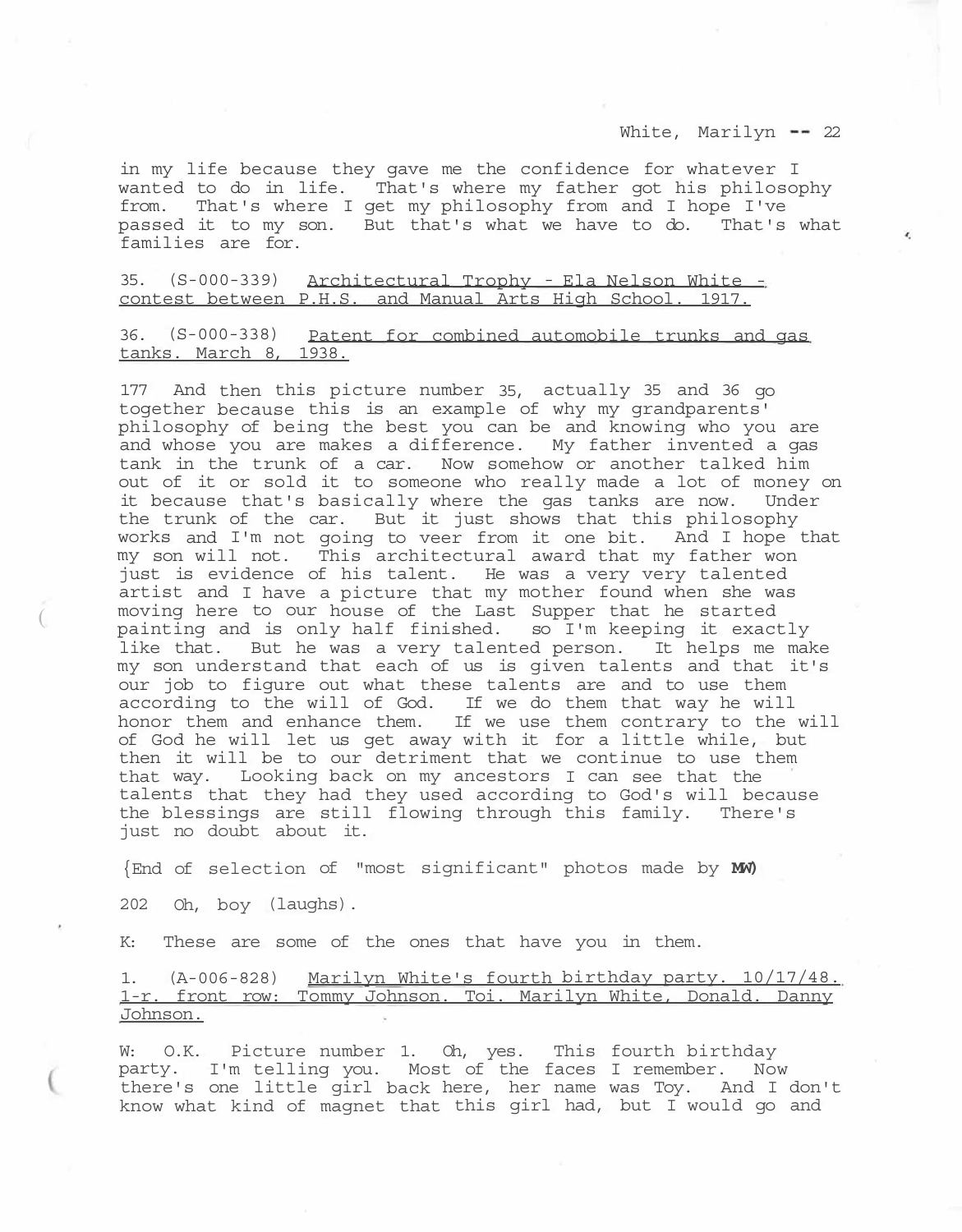in my life because they gave me the confidence for whatever I wanted to do in life. That's where my father got his philosophy from. That's where I get my philosophy from and I hope I've passed it to my son. But that's what we have to do. That's what families are for.

35. (S-000-339) <u>Architectural Trophy - Ela Nelson White - contest between P.H.S. and Manual Arts High School. 1917.</u>

36. (S-000-338) <u>Patent for combined automobile trunks and gas tanks. March 8, 1938.</u>

177 And then this picture number 35, actually 35 and 36 go together because this is an example of why my grandparents' philosophy of being the best you can be and knowing who you are and whose you are makes a difference. My father invented a gas tank in the trunk of a car. Now somehow or another talked him out of it or sold it to someone who really made a lot of money on it because that's basically where the gas tanks are now. Under the trunk of the car. But it just shows that this philosophy works and I'm not going to veer from it one bit. And I hope that my son will not. This architectural award that my father won just is evidence of his talent. He was a very very talented artist and I have a picture that my mother found when she was moving here to our house of the Last Supper that he started painting and is only half finished. so I'm keeping it exactly like that. But he was a very talented person. It helps me make my son understand that each of us is given talents and that it's our job to figure out what these talents are and to use them according to the will of God. If we do them that way he will honor them and enhance them. If we use them contrary to the will of God he will let us get away with it for a little while, but then it will be to our detriment that we continue to use them that way. Looking back on my ancestors I can see that the talents that they had they used according to God's will because the blessings are still flowing through this family. There's just no doubt about it.

{End of selection of "most significant" photos made by **MW**)

202 Oh, boy (laughs).

K: These are some of the ones that have you in them.

1. (A-006-828) <u>Marilyn White's fourth birthday party. 10/17/48. l-r. front row: Tommy Johnson. Toi. Marilyn White, Donald. Danny Johnson.</u>

W: O.K. Picture number 1. Oh, yes. This fourth birthday party. I'm telling you. Most of the faces I remember. Now there's one little girl back here, her name was Toy. And I don't know what kind of magnet that this girl had, but I would go and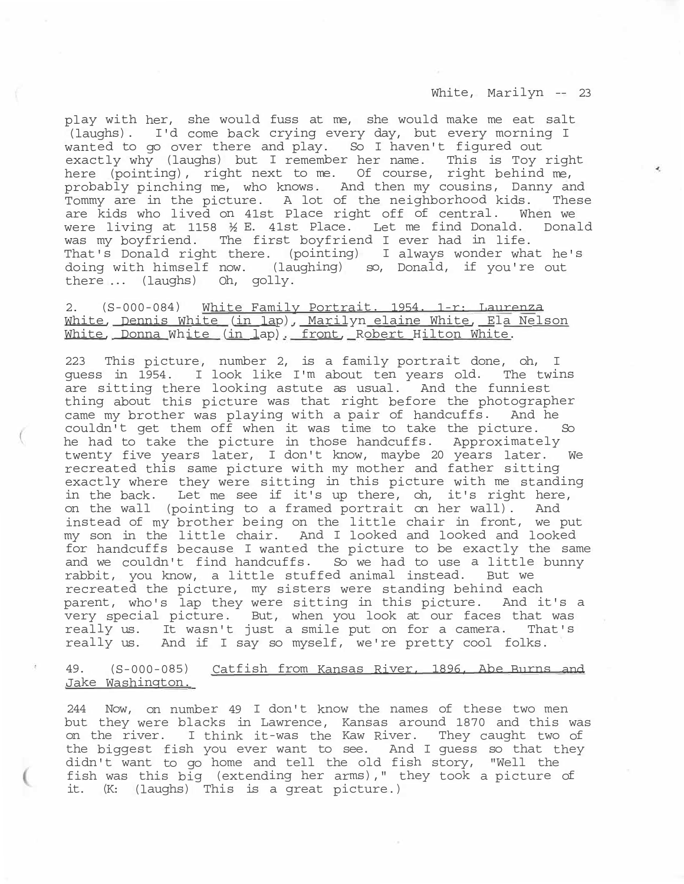play with her, she would fuss at me, she would make me eat salt (laughs). I'd come back crying every day, but every morning I wanted to go over there and play. So I haven't figured out exactly why (laughs) but I remember her name. This is Toy right here (pointing), right next to me. Of course, right behind me, probably pinching me, who knows. And then my cousins, Danny and Tommy are in the picture. A lot of the neighborhood kids. These are kids who lived on 41st Place right off of central. When we were living at 1158 ½ E. 41st Place. Let me find Donald. Donald was my boyfriend. The first boyfriend I ever had in life. That's Donald right there. (pointing) I always wonder what he's doing with himself now. (laughing) so, Donald, if you're out there ... (laughs) Oh, golly.

2. (S-000-084) White Family Portrait. 1954. l-r: Laurenza White, Dennis White (in lap), Marilyn elaine White, Ela Nelson White, Donna White (in lap). front, Robert Hilton White.

223 This picture, number 2, is a family portrait done, oh, I guess in 1954. I look like I'm about ten years old. The twins are sitting there looking astute as usual. And the funniest thing about this picture was that right before the photographer came my brother was playing with a pair of handcuffs. And he couldn't get them off when it was time to take the picture. So he had to take the picture in those handcuffs. Approximately twenty five years later, I don't know, maybe 20 years later. We recreated this same picture with my mother and father sitting exactly where they were sitting in this picture with me standing in the back. Let me see if it's up there, oh, it's right here, on the wall (pointing to a framed portrait on her wall). And instead of my brother being on the little chair in front, we put my son in the little chair. And I looked and looked and looked for handcuffs because I wanted the picture to be exactly the same and we couldn't find handcuffs. So we had to use a little bunny rabbit, you know, a little stuffed animal instead. But we recreated the picture, my sisters were standing behind each parent, who's lap they were sitting in this picture. And it's a very special picture. But, when you look at our faces that was really us. It wasn't just a smile put on for a camera. That's really us. And if I say so myself, we're pretty cool folks.

49. (S-000-085) Catfish from Kansas River, 1896, Abe Burns and Jake Washington.

244 Now, on number 49 I don't know the names of these two men but they were blacks in Lawrence, Kansas around 1870 and this was on the river. I think it-was the Kaw River. They caught two of the biggest fish you ever want to see. And I guess so that they didn't want to go home and tell the old fish story, "Well the fish was this big (extending her arms)," they took a picture of it. (K: (laughs) This is a great picture.)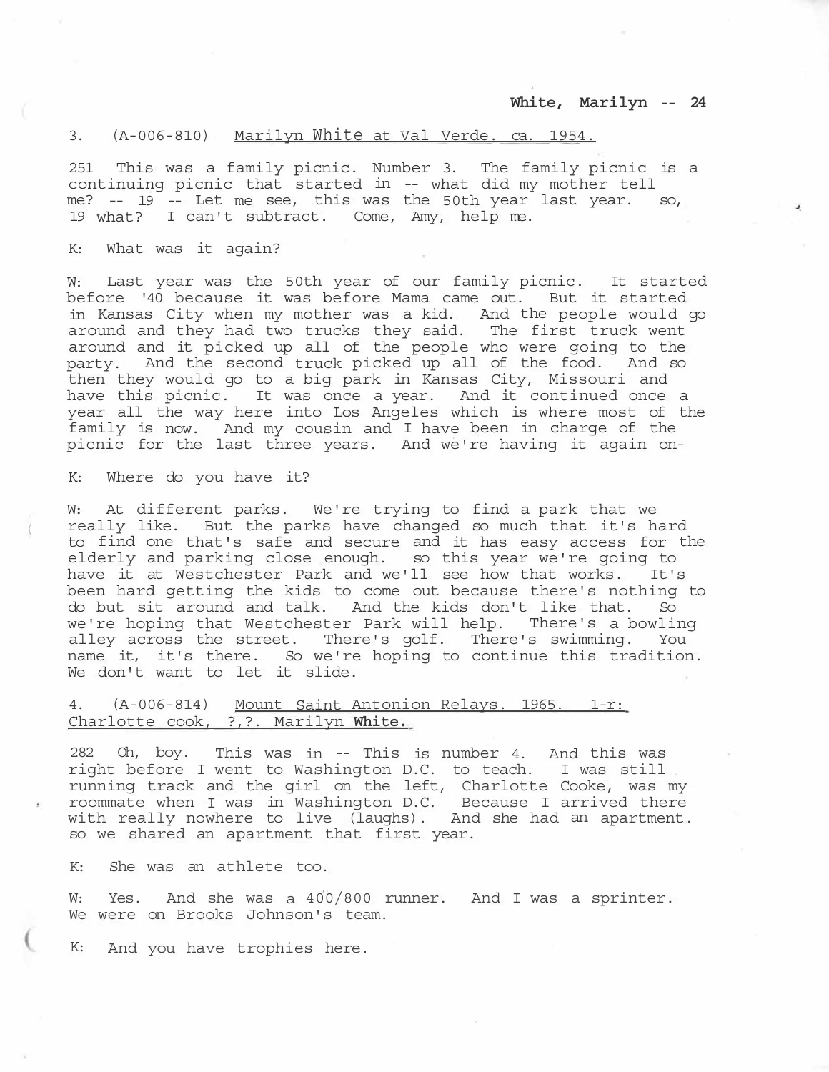3. (A-006-810) <u>Marilyn White at Val Verde. ca. 1954.</u>

251 This was a family picnic. Number 3. The family picnic is a continuing picnic that started in -- what did my mother tell me? -- 19 -- Let me see, this was the 50th year last year. so, 19 what? I can't subtract. Come, Amy, help me.

K: What was it again?

W: Last year was the 50th year of our family picnic. It started before '40 because it was before Mama came out. But it started in Kansas City when my mother was a kid. And the people would go around and they had two trucks they said. The first truck went around and it picked up all of the people who were going to the party. And the second truck picked up all of the food. And so then they would go to a big park in Kansas City, Missouri and have this picnic. It was once a year. And it continued once a year all the way here into Los Angeles which is where most of the family is now. And my cousin and I have been in charge of the picnic for the last three years. And we're having it again on-

K: Where do you have it?

W: At different parks. We're trying to find a park that we really like. But the parks have changed so much that it's hard to find one that's safe and secure and it has easy access for the elderly and parking close enough. so this year we're going to have it at Westchester Park and we'll see how that works. It's been hard getting the kids to come out because there's nothing to do but sit around and talk. And the kids don't like that. So we're hoping that Westchester Park will help. There's a bowling alley across the street. There's golf. There's swimming. You name it, it's there. So we're hoping to continue this tradition. We don't want to let it slide.

4. (A-006-814) <u>Mount Saint Antonion Relays. 1965. l-r: Charlotte cook, ?,?. Marilyn **White.**</u>

282 Oh, boy. This was in -- This is number 4. And this was right before I went to Washington D.C. to teach. I was still running track and the girl on the left, Charlotte Cooke, was my roommate when I was in Washington D.C. Because I arrived there with really nowhere to live (laughs). And she had an apartment. so we shared an apartment that first year.

K: She was an athlete too.

W: Yes. And she was a 400/800 runner. And I was a sprinter. We were on Brooks Johnson's team.

K: And you have trophies here.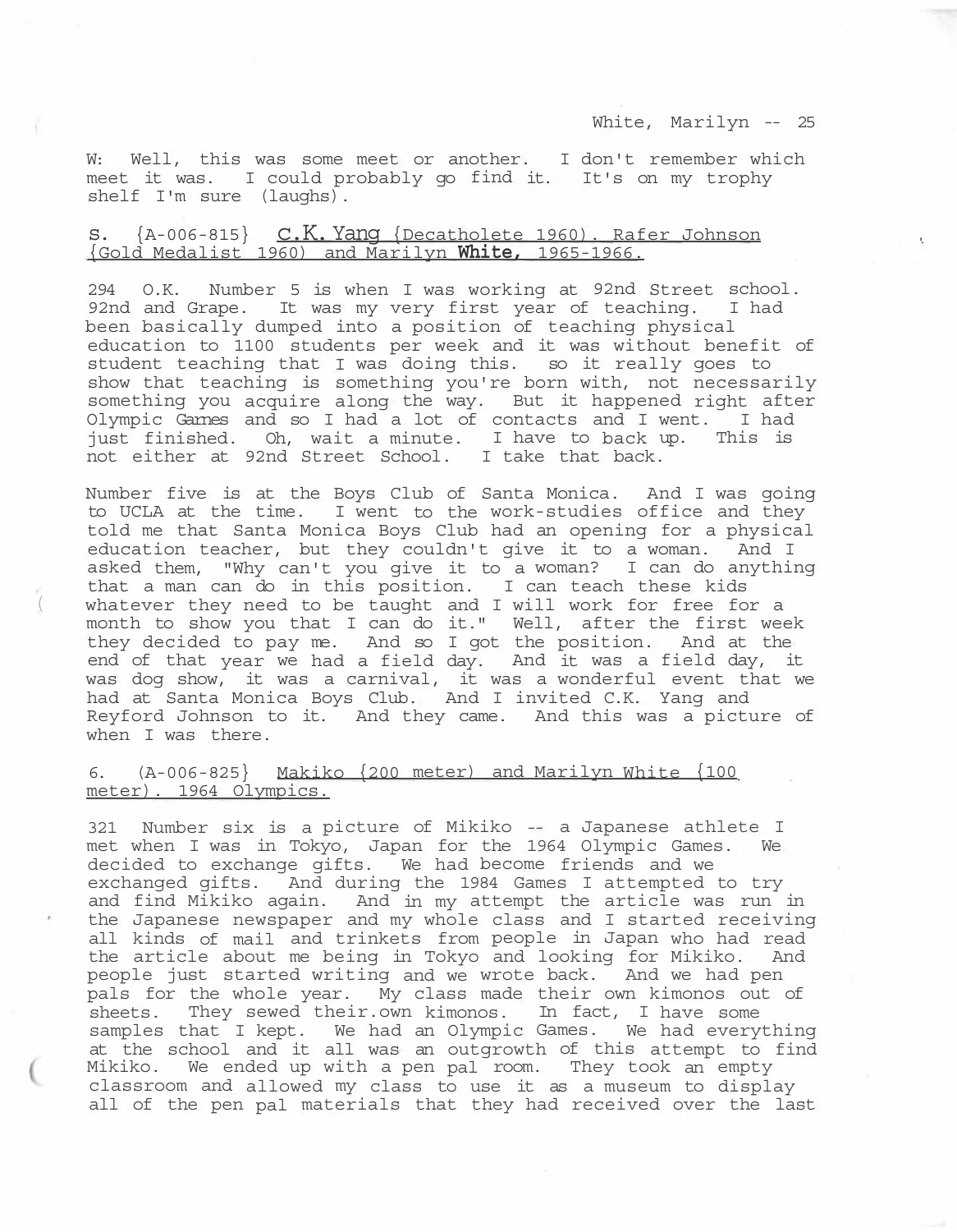W: Well, this was some meet or another. I don't remember which meet it was. I could probably go find it. It's on my trophy shelf I'm sure (laughs).

S. {A-006-815} C.K. Yang (Decatholete 1960). Rafer Johnson (Gold Medalist 1960) and Marilyn **White,** 1965-1966.

294 O.K. Number 5 is when I was working at 92nd Street school. 92nd and Grape. It was my very first year of teaching. I had been basically dumped into a position of teaching physical education to 1100 students per week and it was without benefit of student teaching that I was doing this. so it really goes to show that teaching is something you're born with, not necessarily something you acquire along the way. But it happened right after Olympic Games and so I had a lot of contacts and I went. I had just finished. Oh, wait a minute. I have to back up. This is not either at 92nd Street School. I take that back.

Number five is at the Boys Club of Santa Monica. And I was going to UCLA at the time. I went to the work-studies office and they told me that Santa Monica Boys Club had an opening for a physical education teacher, but they couldn't give it to a woman. And I asked them, "Why can't you give it to a woman? I can do anything that a man can do in this position. I can teach these kids whatever they need to be taught and I will work for free for a month to show you that I can do it." Well, after the first week they decided to pay me. And so I got the position. And at the end of that year we had a field day. And it was a field day, it was dog show, it was a carnival, it was a wonderful event that we had at Santa Monica Boys Club. And I invited C.K. Yang and Reyford Johnson to it. And they came. And this was a picture of when I was there.

6. (A-006-825} Makiko (200 meter) and Marilyn White (100 meter). 1964 Olympics.

321 Number six is a picture of Mikiko -- a Japanese athlete I met when I was in Tokyo, Japan for the 1964 Olympic Games. We decided to exchange gifts. We had become friends and we exchanged gifts. And during the 1984 Games I attempted to try and find Mikiko again. And in my attempt the article was run in the Japanese newspaper and my whole class and I started receiving all kinds of mail and trinkets from people in Japan who had read the article about me being in Tokyo and looking for Mikiko. And people just started writing and we wrote back. And we had pen pals for the whole year. My class made their own kimonos out of sheets. They sewed their.own kimonos. In fact, I have some samples that I kept. We had an Olympic Games. We had everything at the school and it all was an outgrowth of this attempt to find Mikiko. We ended up with a pen pal room. They took an empty classroom and allowed my class to use it as a museum to display all of the pen pal materials that they had received over the last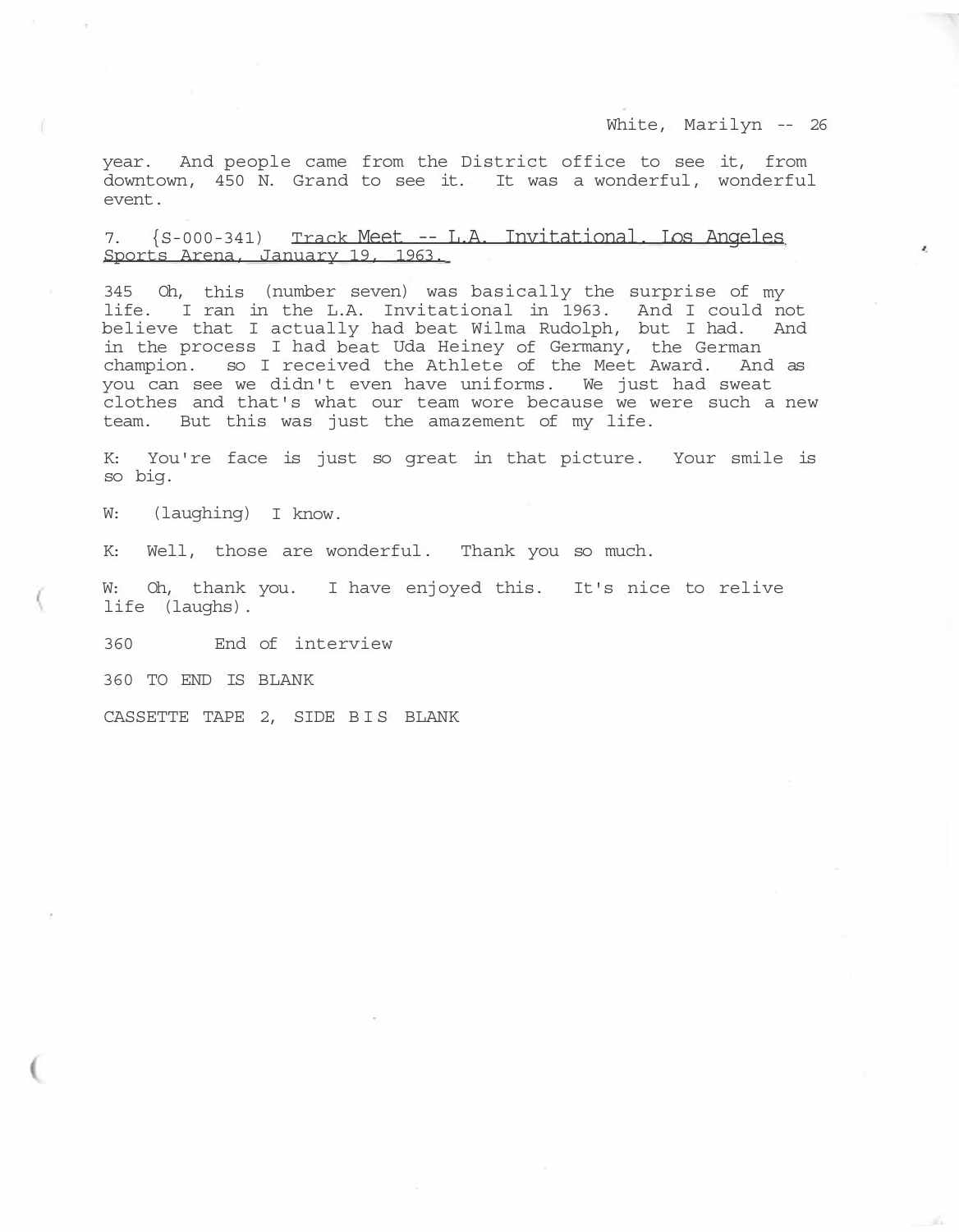year. And people came from the District office to see it, from downtown, 450 N. Grand to see it. It was a wonderful, wonderful event.

7. {S-000-341) Track Meet -- L.A. Invitational. Los Angeles Sports Arena, January 19, 1963.

345 Oh, this (number seven) was basically the surprise of my life. I ran in the L.A. Invitational in 1963. And I could not believe that I actually had beat Wilma Rudolph, but I had. And in the process I had beat Uda Heiney of Germany, the German champion. so I received the Athlete of the Meet Award. And as you can see we didn't even have uniforms. We just had sweat clothes and that's what our team wore because we were such a new team. But this was just the amazement of my life.

K: You're face is just so great in that picture. Your smile is so big.

W: (laughing) I know.

K: Well, those are wonderful. Thank you so much.

W: Oh, thank you. I have enjoyed this. It's nice to relive life (laughs).

360 End of interview

360 TO END IS BLANK

CASSETTE TAPE 2, SIDE B IS BLANK